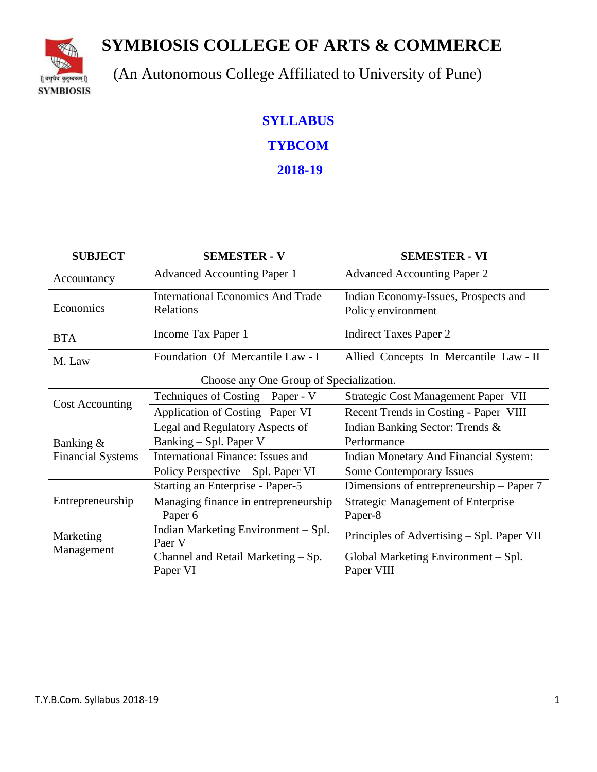# SYMBIOSIS COLLEGE OF ARTS & COMMERCE

(An Autonomous College Affiliated to University of Pune)

## SYLLABUS

## TYBCOM

## 2018-19

| SUBJECT | SEMESTER - V | SEMESTER - VI |
|---|---|---|
| Accountancy | Advanced Accounting Paper 1 | Advanced Accounting Paper 2 |
| Economics | International Economics And Trade Relations | Indian Economy-Issues, Prospects and Policy environment |
| BTA | Income Tax Paper 1 | Indirect Taxes Paper 2 |
| M. Law | Foundation Of Mercantile Law - I | Allied Concepts In Mercantile Law - II |
| Choose any One Group of Specialization. | | |
| Cost Accounting | Techniques of Costing – Paper - V | Strategic Cost Management Paper VII |
| | Application of Costing –Paper VI | Recent Trends in Costing - Paper VIII |
| Banking & Financial Systems | Legal and Regulatory Aspects of Banking – Spl. Paper V | Indian Banking Sector: Trends & Performance |
| | International Finance: Issues and Policy Perspective – Spl. Paper VI | Indian Monetary And Financial System: Some Contemporary Issues |
| Entrepreneurship | Starting an Enterprise - Paper-5 | Dimensions of entrepreneurship – Paper 7 |
| | Managing finance in entrepreneurship – Paper 6 | Strategic Management of Enterprise Paper-8 |
| Marketing Management | Indian Marketing Environment – Spl. Paer V | Principles of Advertising – Spl. Paper VII |
| | Channel and Retail Marketing – Sp. Paper VI | Global Marketing Environment – Spl. Paper VIII |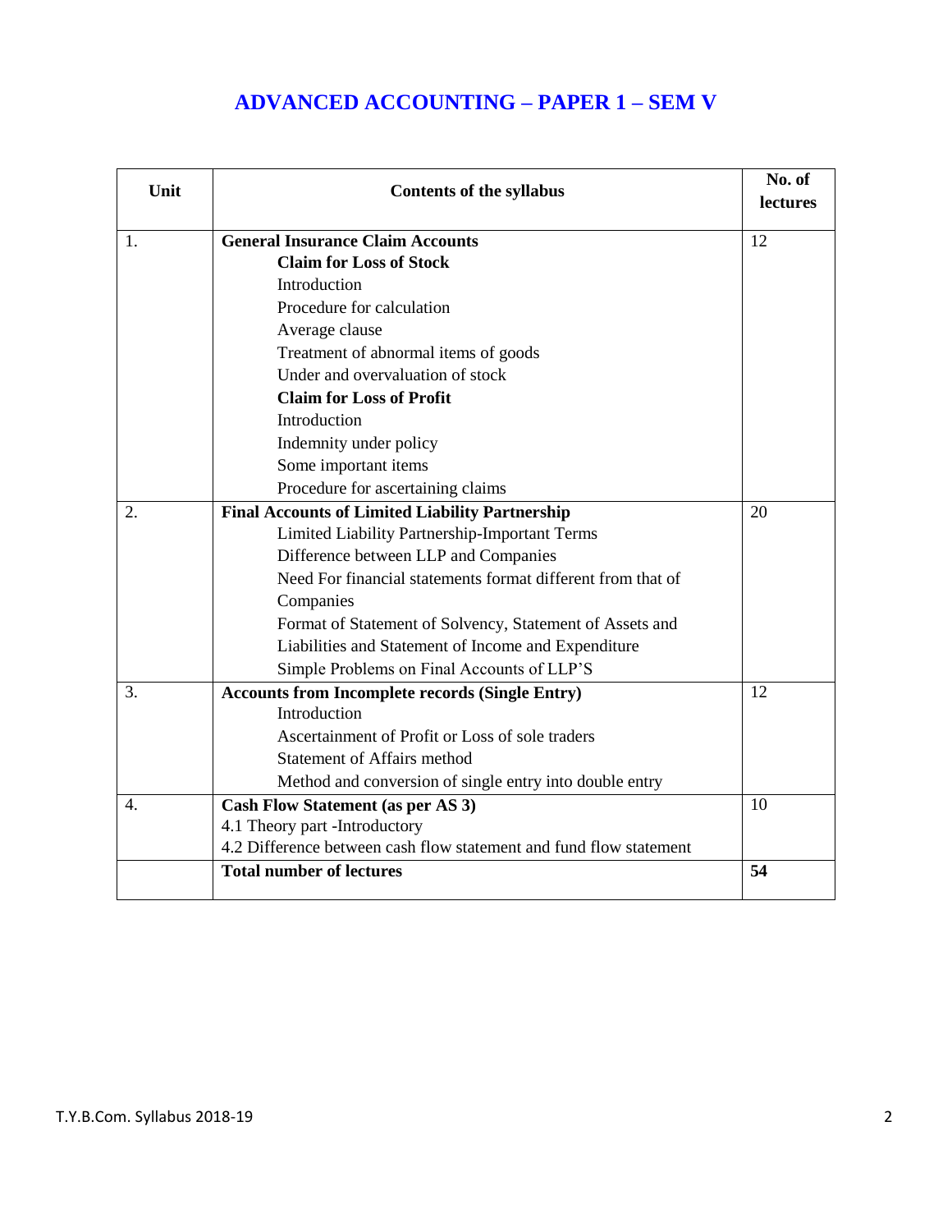# ADVANCED ACCOUNTING – PAPER 1 – SEM V

| Unit | Contents of the syllabus | No. of lectures |
|---|---|---|
| 1. | **General Insurance Claim Accounts**<br>**Claim for Loss of Stock**<br>Introduction<br>Procedure for calculation<br>Average clause<br>Treatment of abnormal items of goods<br>Under and overvaluation of stock<br>**Claim for Loss of Profit**<br>Introduction<br>Indemnity under policy<br>Some important items<br>Procedure for ascertaining claims | 12 |
| 2. | **Final Accounts of Limited Liability Partnership**<br>Limited Liability Partnership-Important Terms<br>Difference between LLP and Companies<br>Need For financial statements format different from that of Companies<br>Format of Statement of Solvency, Statement of Assets and Liabilities and Statement of Income and Expenditure<br>Simple Problems on Final Accounts of LLP'S | 20 |
| 3. | **Accounts from Incomplete records (Single Entry)**<br>Introduction<br>Ascertainment of Profit or Loss of sole traders<br>Statement of Affairs method<br>Method and conversion of single entry into double entry | 12 |
| 4. | **Cash Flow Statement (as per AS 3)**<br>4.1 Theory part -Introductory<br>4.2 Difference between cash flow statement and fund flow statement | 10 |
| | **Total number of lectures** | **54** |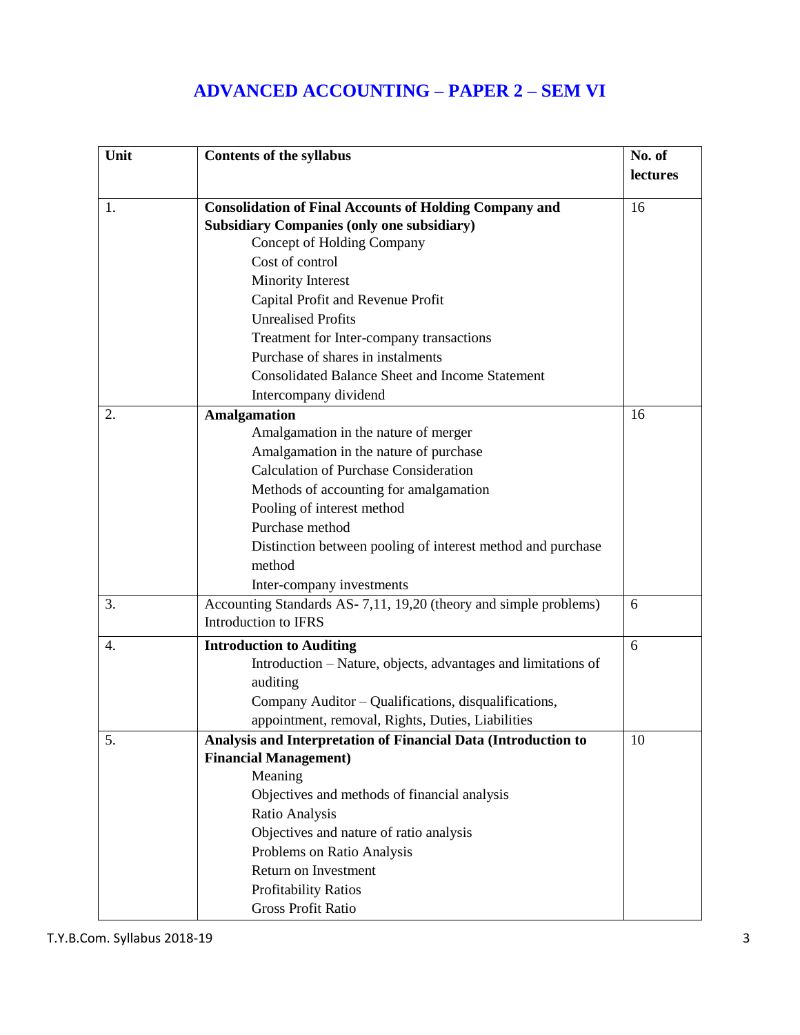## ADVANCED ACCOUNTING – PAPER 2 – SEM VI

| Unit | Contents of the syllabus | No. of lectures |
|---|---|---|
| 1. | **Consolidation of Final Accounts of Holding Company and Subsidiary Companies (only one subsidiary)**<br>Concept of Holding Company<br>Cost of control<br>Minority Interest<br>Capital Profit and Revenue Profit<br>Unrealised Profits<br>Treatment for Inter-company transactions<br>Purchase of shares in instalments<br>Consolidated Balance Sheet and Income Statement<br>Intercompany dividend | 16 |
| 2. | **Amalgamation**<br>Amalgamation in the nature of merger<br>Amalgamation in the nature of purchase<br>Calculation of Purchase Consideration<br>Methods of accounting for amalgamation<br>Pooling of interest method<br>Purchase method<br>Distinction between pooling of interest method and purchase method<br>Inter-company investments | 16 |
| 3. | Accounting Standards AS- 7,11, 19,20 (theory and simple problems)<br>Introduction to IFRS | 6 |
| 4. | **Introduction to Auditing**<br>Introduction – Nature, objects, advantages and limitations of auditing<br>Company Auditor – Qualifications, disqualifications, appointment, removal, Rights, Duties, Liabilities | 6 |
| 5. | **Analysis and Interpretation of Financial Data (Introduction to Financial Management)**<br>Meaning<br>Objectives and methods of financial analysis<br>Ratio Analysis<br>Objectives and nature of ratio analysis<br>Problems on Ratio Analysis<br>Return on Investment<br>Profitability Ratios<br>Gross Profit Ratio | 10 |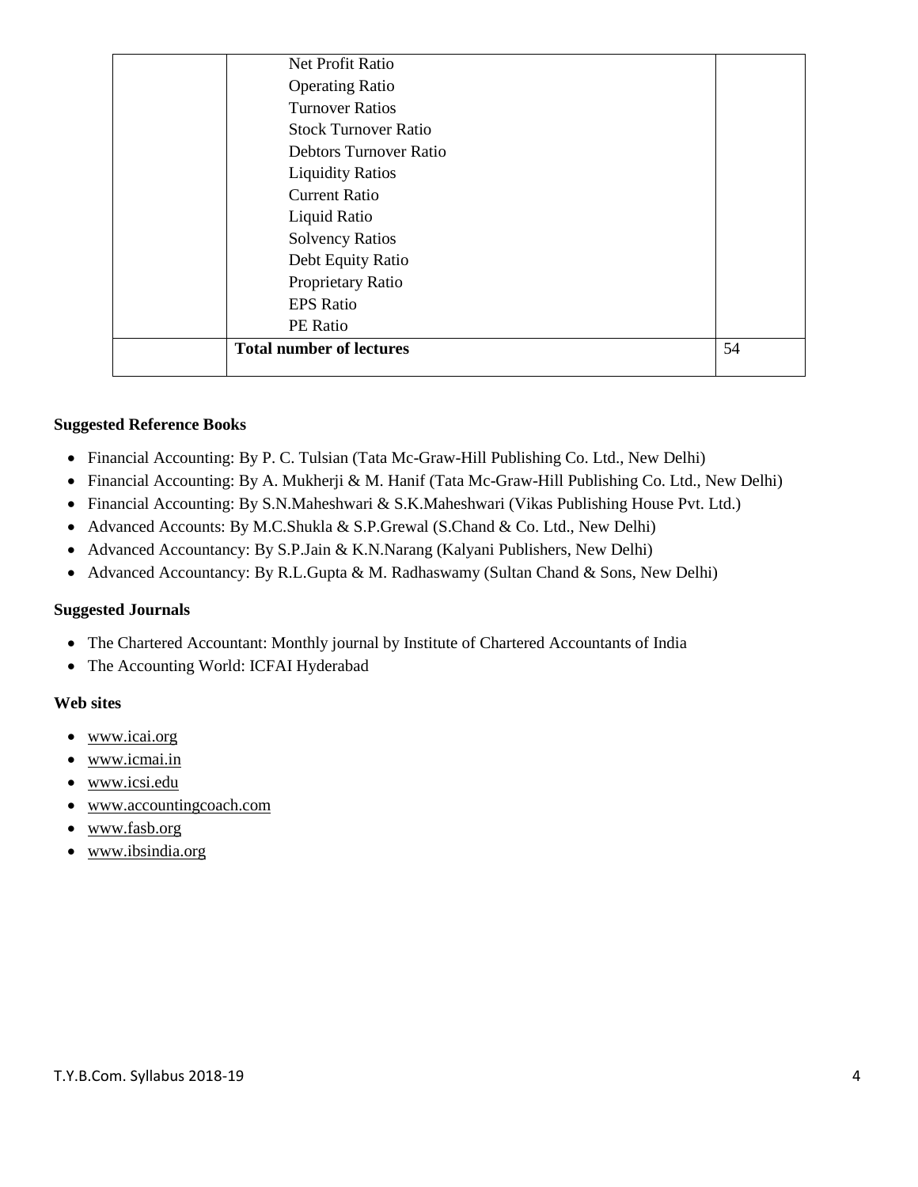| | | |
|---|---|---|
| | Net Profit Ratio<br>Operating Ratio<br>Turnover Ratios<br>Stock Turnover Ratio<br>Debtors Turnover Ratio<br>Liquidity Ratios<br>Current Ratio<br>Liquid Ratio<br>Solvency Ratios<br>Debt Equity Ratio<br>Proprietary Ratio<br>EPS Ratio<br>PE Ratio | |
| | **Total number of lectures** | 54 |

**Suggested Reference Books**

- Financial Accounting: By P. C. Tulsian (Tata Mc-Graw-Hill Publishing Co. Ltd., New Delhi)
- Financial Accounting: By A. Mukherji & M. Hanif (Tata Mc-Graw-Hill Publishing Co. Ltd., New Delhi)
- Financial Accounting: By S.N.Maheshwari & S.K.Maheshwari (Vikas Publishing House Pvt. Ltd.)
- Advanced Accounts: By M.C.Shukla & S.P.Grewal (S.Chand & Co. Ltd., New Delhi)
- Advanced Accountancy: By S.P.Jain & K.N.Narang (Kalyani Publishers, New Delhi)
- Advanced Accountancy: By R.L.Gupta & M. Radhaswamy (Sultan Chand & Sons, New Delhi)

**Suggested Journals**

- The Chartered Accountant: Monthly journal by Institute of Chartered Accountants of India
- The Accounting World: ICFAI Hyderabad

**Web sites**

- www.icai.org
- www.icmai.in
- www.icsi.edu
- www.accountingcoach.com
- www.fasb.org
- www.ibsindia.org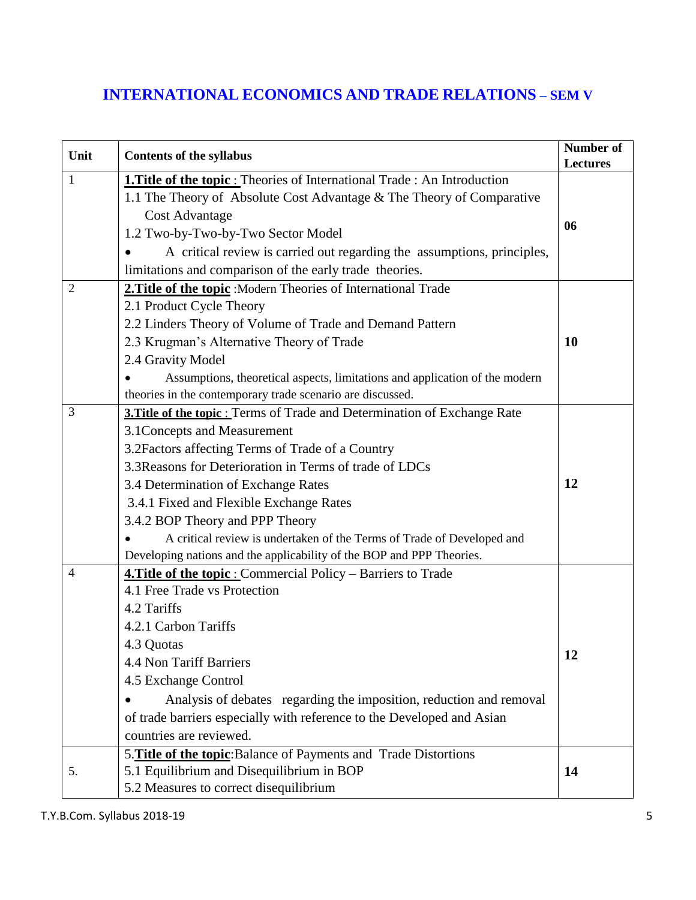## INTERNATIONAL ECONOMICS AND TRADE RELATIONS – SEM V

| Unit | Contents of the syllabus | Number of Lectures |
|---|---|---|
| 1 | **1.Title of the topic** : Theories of International Trade : An Introduction<br>1.1 The Theory of Absolute Cost Advantage & The Theory of Comparative Cost Advantage<br>1.2 Two-by-Two-by-Two Sector Model<br>• A critical review is carried out regarding the assumptions, principles, limitations and comparison of the early trade theories. | **06** |
| 2 | **2.Title of the topic** :Modern Theories of International Trade<br>2.1 Product Cycle Theory<br>2.2 Linders Theory of Volume of Trade and Demand Pattern<br>2.3 Krugman's Alternative Theory of Trade<br>2.4 Gravity Model<br>• Assumptions, theoretical aspects, limitations and application of the modern theories in the contemporary trade scenario are discussed. | **10** |
| 3 | **3.Title of the topic** : Terms of Trade and Determination of Exchange Rate<br>3.1Concepts and Measurement<br>3.2Factors affecting Terms of Trade of a Country<br>3.3Reasons for Deterioration in Terms of trade of LDCs<br>3.4 Determination of Exchange Rates<br>3.4.1 Fixed and Flexible Exchange Rates<br>3.4.2 BOP Theory and PPP Theory<br>• A critical review is undertaken of the Terms of Trade of Developed and Developing nations and the applicability of the BOP and PPP Theories. | **12** |
| 4 | **4.Title of the topic** : Commercial Policy – Barriers to Trade<br>4.1 Free Trade vs Protection<br>4.2 Tariffs<br>4.2.1 Carbon Tariffs<br>4.3 Quotas<br>4.4 Non Tariff Barriers<br>4.5 Exchange Control<br>• Analysis of debates regarding the imposition, reduction and removal of trade barriers especially with reference to the Developed and Asian countries are reviewed. | **12** |
| 5. | 5.**Title of the topic**:Balance of Payments and Trade Distortions<br>5.1 Equilibrium and Disequilibrium in BOP<br>5.2 Measures to correct disequilibrium | **14** |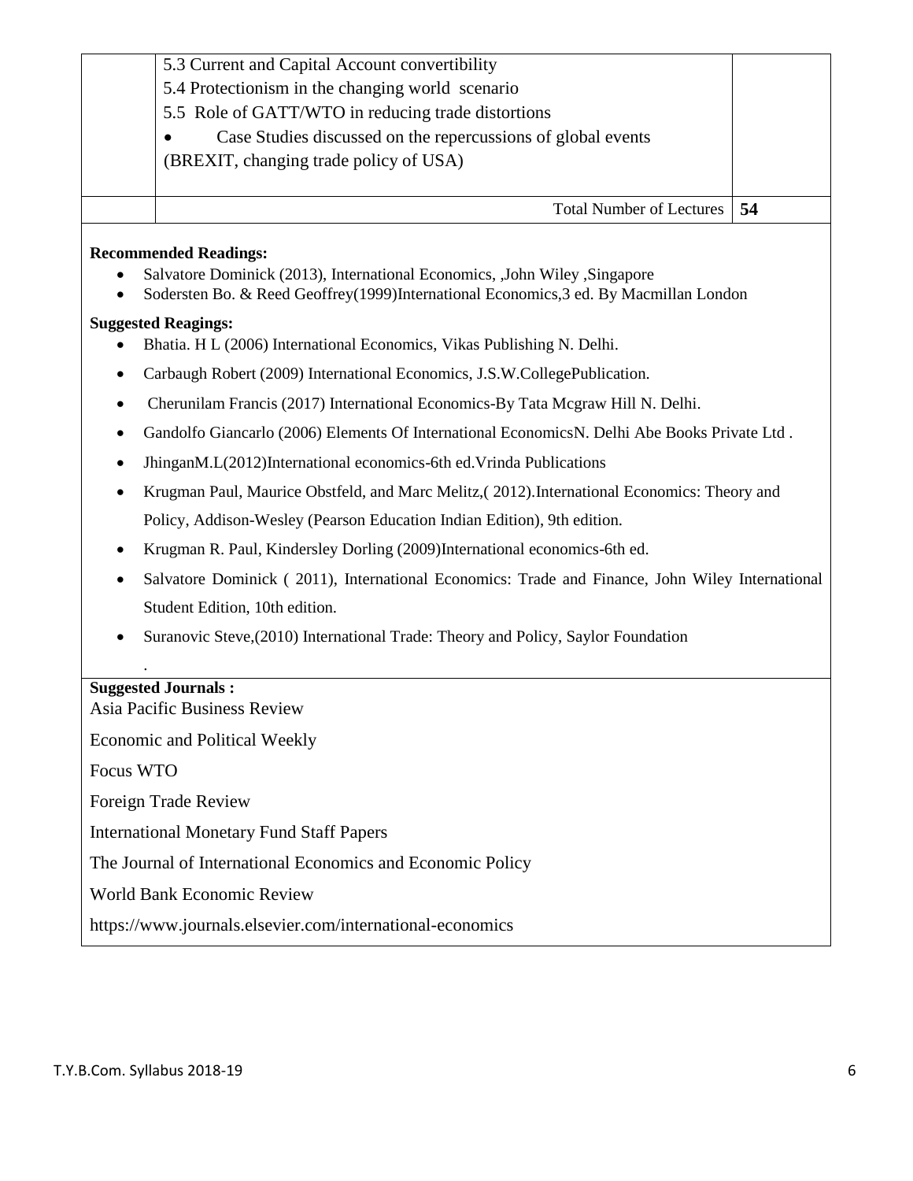| | | |
|---|---|---|
| | 5.3 Current and Capital Account convertibility<br>5.4 Protectionism in the changing world scenario<br>5.5 Role of GATT/WTO in reducing trade distortions<br>• Case Studies discussed on the repercussions of global events (BREXIT, changing trade policy of USA) | |
| | Total Number of Lectures | **54** |

**Recommended Readings:**

- Salvatore Dominick (2013), International Economics, ,John Wiley ,Singapore
- Sodersten Bo. & Reed Geoffrey(1999)International Economics,3 ed. By Macmillan London

**Suggested Reagings:**

- Bhatia. H L (2006) International Economics, Vikas Publishing N. Delhi.
- Carbaugh Robert (2009) International Economics, J.S.W.CollegePublication.
- Cherunilam Francis (2017) International Economics-By Tata Mcgraw Hill N. Delhi.
- Gandolfo Giancarlo (2006) Elements Of International EconomicsN. Delhi Abe Books Private Ltd .
- JhinganM.L(2012)International economics-6th ed.Vrinda Publications
- Krugman Paul, Maurice Obstfeld, and Marc Melitz,( 2012).International Economics: Theory and Policy, Addison-Wesley (Pearson Education Indian Edition), 9th edition.
- Krugman R. Paul, Kindersley Dorling (2009)International economics-6th ed.
- Salvatore Dominick ( 2011), International Economics: Trade and Finance, John Wiley International Student Edition, 10th edition.
- Suranovic Steve,(2010) International Trade: Theory and Policy, Saylor Foundation

.

**Suggested Journals :**

Asia Pacific Business Review

Economic and Political Weekly

Focus WTO

Foreign Trade Review

International Monetary Fund Staff Papers

The Journal of International Economics and Economic Policy

World Bank Economic Review

https://www.journals.elsevier.com/international-economics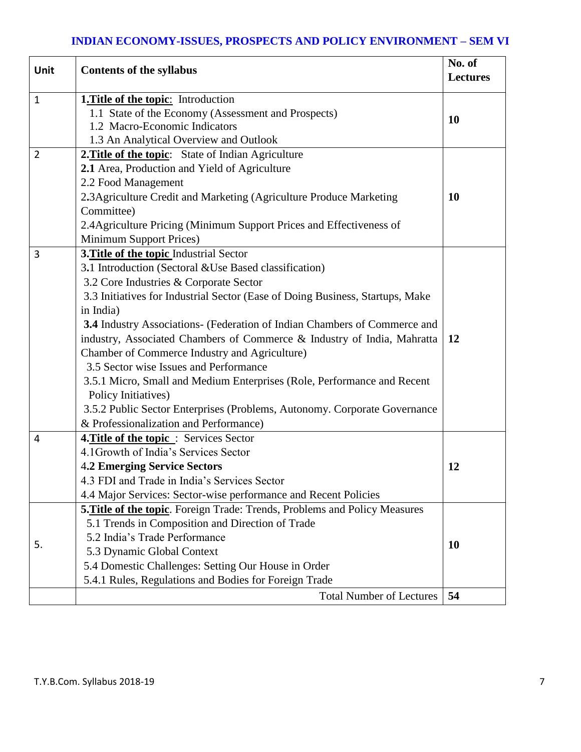## INDIAN ECONOMY-ISSUES, PROSPECTS AND POLICY ENVIRONMENT – SEM VI

| Unit | Contents of the syllabus | No. of Lectures |
|---|---|---|
| 1 | **1.Title of the topic**: Introduction<br>1.1 State of the Economy (Assessment and Prospects)<br>1.2 Macro-Economic Indicators<br>1.3 An Analytical Overview and Outlook | **10** |
| 2 | **2.Title of the topic**: State of Indian Agriculture<br>**2.1** Area, Production and Yield of Agriculture<br>2.2 Food Management<br>2.3Agriculture Credit and Marketing (Agriculture Produce Marketing Committee)<br>2.4Agriculture Pricing (Minimum Support Prices and Effectiveness of Minimum Support Prices) | **10** |
| 3 | **3.Title of the topic** Industrial Sector<br>3.1 Introduction (Sectoral &Use Based classification)<br>3.2 Core Industries & Corporate Sector<br>3.3 Initiatives for Industrial Sector (Ease of Doing Business, Startups, Make in India)<br>**3.4** Industry Associations- (Federation of Indian Chambers of Commerce and industry, Associated Chambers of Commerce & Industry of India, Mahratta Chamber of Commerce Industry and Agriculture)<br>3.5 Sector wise Issues and Performance<br>3.5.1 Micro, Small and Medium Enterprises (Role, Performance and Recent Policy Initiatives)<br>3.5.2 Public Sector Enterprises (Problems, Autonomy. Corporate Governance & Professionalization and Performance) | **12** |
| 4 | **4.Title of the topic** : Services Sector<br>4.1Growth of India's Services Sector<br>4**.2 Emerging Service Sectors**<br>4.3 FDI and Trade in India's Services Sector<br>4.4 Major Services: Sector-wise performance and Recent Policies | **12** |
| 5. | **5.Title of the topic**. Foreign Trade: Trends, Problems and Policy Measures<br>5.1 Trends in Composition and Direction of Trade<br>5.2 India's Trade Performance<br>5.3 Dynamic Global Context<br>5.4 Domestic Challenges: Setting Our House in Order<br>5.4.1 Rules, Regulations and Bodies for Foreign Trade | **10** |
| | Total Number of Lectures | **54** |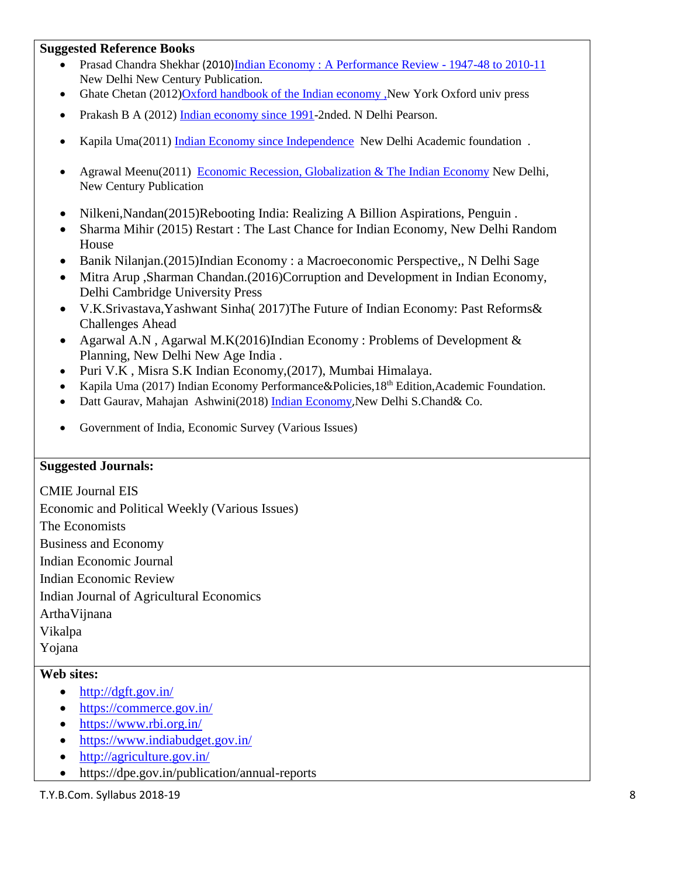**Suggested Reference Books**

- Prasad Chandra Shekhar (2010)Indian Economy : A Performance Review - 1947-48 to 2010-11 New Delhi New Century Publication.
- Ghate Chetan (2012)Oxford handbook of the Indian economy ,New York Oxford univ press
- Prakash B A (2012) Indian economy since 1991-2nded. N Delhi Pearson.
- Kapila Uma(2011) Indian Economy since Independence New Delhi Academic foundation .
- Agrawal Meenu(2011) Economic Recession, Globalization & The Indian Economy New Delhi, New Century Publication
- Nilkeni,Nandan(2015)Rebooting India: Realizing A Billion Aspirations, Penguin .
- Sharma Mihir (2015) Restart : The Last Chance for Indian Economy, New Delhi Random House
- Banik Nilanjan.(2015)Indian Economy : a Macroeconomic Perspective,, N Delhi Sage
- Mitra Arup ,Sharman Chandan.(2016)Corruption and Development in Indian Economy, Delhi Cambridge University Press
- V.K.Srivastava,Yashwant Sinha( 2017)The Future of Indian Economy: Past Reforms& Challenges Ahead
- Agarwal A.N , Agarwal M.K(2016)Indian Economy : Problems of Development & Planning, New Delhi New Age India .
- Puri V.K , Misra S.K Indian Economy,(2017), Mumbai Himalaya.
- Kapila Uma (2017) Indian Economy Performance&Policies,18th Edition,Academic Foundation.
- Datt Gaurav, Mahajan Ashwini(2018) Indian Economy,New Delhi S.Chand& Co.
- Government of India, Economic Survey (Various Issues)

**Suggested Journals:**

CMIE Journal EIS
Economic and Political Weekly (Various Issues)
The Economists
Business and Economy
Indian Economic Journal
Indian Economic Review
Indian Journal of Agricultural Economics
ArthaVijnana
Vikalpa
Yojana

**Web sites:**

- http://dgft.gov.in/
- https://commerce.gov.in/
- https://www.rbi.org.in/
- https://www.indiabudget.gov.in/
- http://agriculture.gov.in/
- https://dpe.gov.in/publication/annual-reports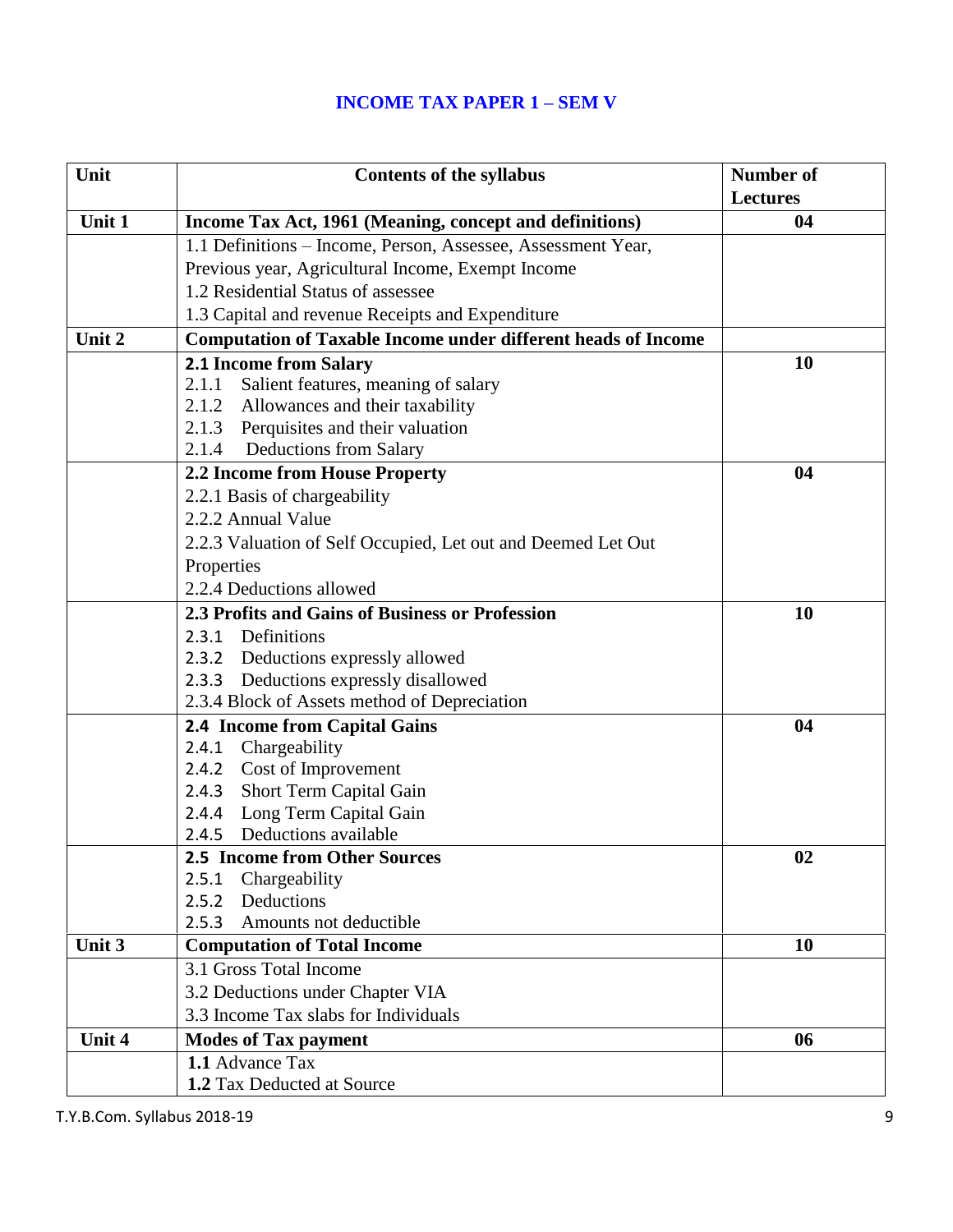# INCOME TAX PAPER 1 – SEM V

| Unit | Contents of the syllabus | Number of Lectures |
|---|---|---|
| **Unit 1** | **Income Tax Act, 1961 (Meaning, concept and definitions)** | **04** |
| | 1.1 Definitions – Income, Person, Assessee, Assessment Year, Previous year, Agricultural Income, Exempt Income<br>1.2 Residential Status of assessee<br>1.3 Capital and revenue Receipts and Expenditure | |
| **Unit 2** | **Computation of Taxable Income under different heads of Income** | |
| | **2.1 Income from Salary**<br>2.1.1 Salient features, meaning of salary<br>2.1.2 Allowances and their taxability<br>2.1.3 Perquisites and their valuation<br>2.1.4 Deductions from Salary | **10** |
| | **2.2 Income from House Property**<br>2.2.1 Basis of chargeability<br>2.2.2 Annual Value<br>2.2.3 Valuation of Self Occupied, Let out and Deemed Let Out Properties<br>2.2.4 Deductions allowed | **04** |
| | **2.3 Profits and Gains of Business or Profession**<br>2.3.1 Definitions<br>2.3.2 Deductions expressly allowed<br>2.3.3 Deductions expressly disallowed<br>2.3.4 Block of Assets method of Depreciation | **10** |
| | **2.4 Income from Capital Gains**<br>2.4.1 Chargeability<br>2.4.2 Cost of Improvement<br>2.4.3 Short Term Capital Gain<br>2.4.4 Long Term Capital Gain<br>2.4.5 Deductions available | **04** |
| | **2.5 Income from Other Sources**<br>2.5.1 Chargeability<br>2.5.2 Deductions<br>2.5.3 Amounts not deductible | **02** |
| **Unit 3** | **Computation of Total Income** | **10** |
| | 3.1 Gross Total Income<br>3.2 Deductions under Chapter VIA<br>3.3 Income Tax slabs for Individuals | |
| **Unit 4** | **Modes of Tax payment** | **06** |
| | **1.1** Advance Tax<br>**1.2** Tax Deducted at Source | |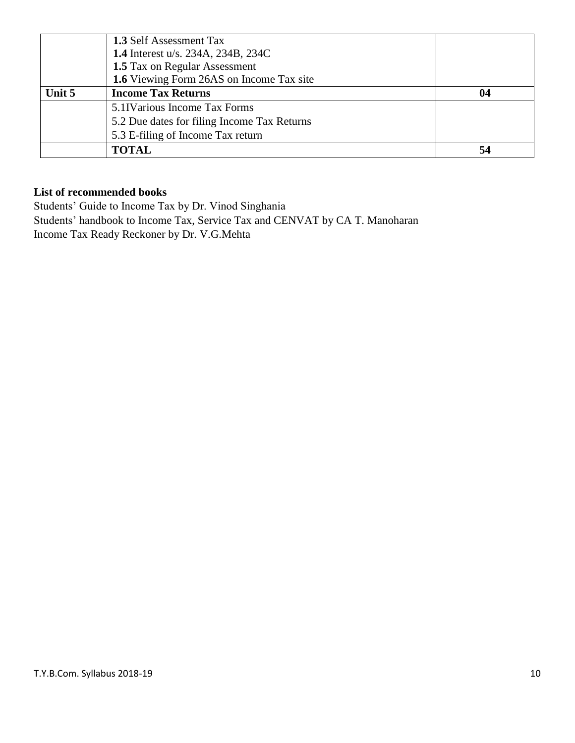| | | |
|---|---|---|
| | **1.3** Self Assessment Tax<br>**1.4** Interest u/s. 234A, 234B, 234C<br>**1.5** Tax on Regular Assessment<br>**1.6** Viewing Form 26AS on Income Tax site | |
| **Unit 5** | **Income Tax Returns** | **04** |
| | 5.1IVarious Income Tax Forms<br>5.2 Due dates for filing Income Tax Returns<br>5.3 E-filing of Income Tax return | |
| | **TOTAL** | **54** |

**List of recommended books**

Students' Guide to Income Tax by Dr. Vinod Singhania

Students' handbook to Income Tax, Service Tax and CENVAT by CA T. Manoharan

Income Tax Ready Reckoner by Dr. V.G.Mehta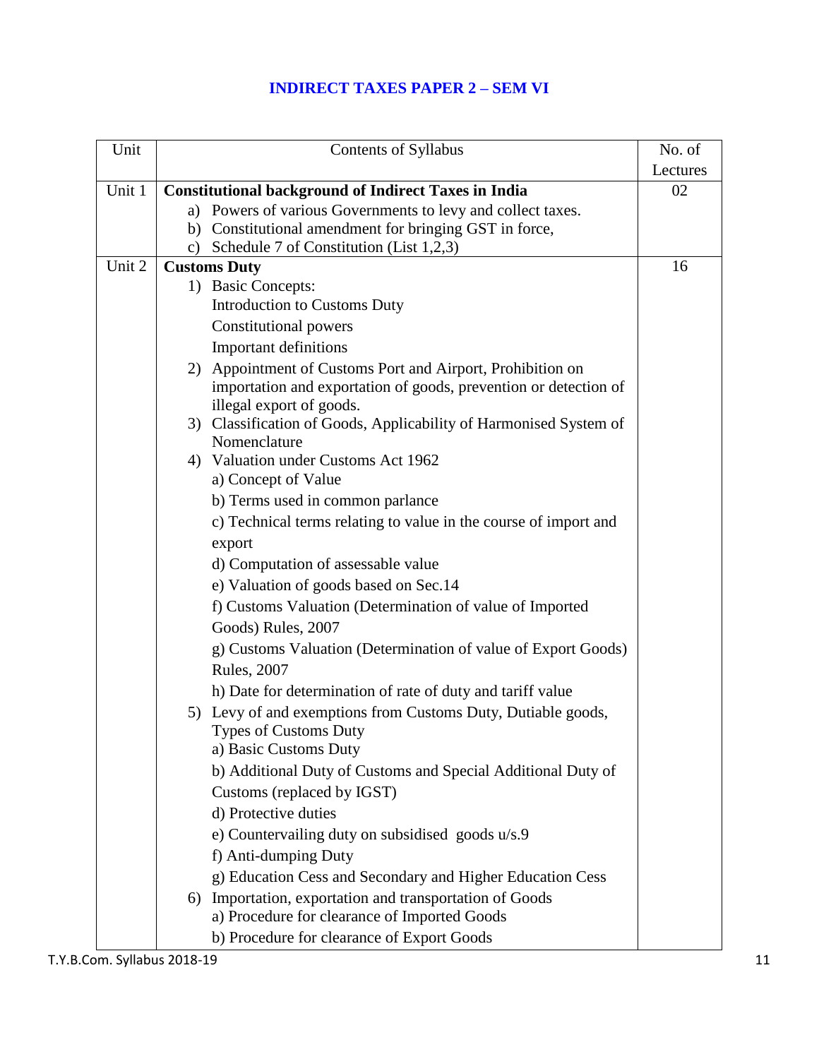# INDIRECT TAXES PAPER 2 – SEM VI

| Unit | Contents of Syllabus | No. of Lectures |
|---|---|---|
| Unit 1 | **Constitutional background of Indirect Taxes in India**<br>a) Powers of various Governments to levy and collect taxes.<br>b) Constitutional amendment for bringing GST in force,<br>c) Schedule 7 of Constitution (List 1,2,3) | 02 |
| Unit 2 | **Customs Duty**<br>1) Basic Concepts:<br>Introduction to Customs Duty<br>Constitutional powers<br>Important definitions<br>2) Appointment of Customs Port and Airport, Prohibition on importation and exportation of goods, prevention or detection of illegal export of goods.<br>3) Classification of Goods, Applicability of Harmonised System of Nomenclature<br>4) Valuation under Customs Act 1962<br>a) Concept of Value<br>b) Terms used in common parlance<br>c) Technical terms relating to value in the course of import and export<br>d) Computation of assessable value<br>e) Valuation of goods based on Sec.14<br>f) Customs Valuation (Determination of value of Imported Goods) Rules, 2007<br>g) Customs Valuation (Determination of value of Export Goods) Rules, 2007<br>h) Date for determination of rate of duty and tariff value<br>5) Levy of and exemptions from Customs Duty, Dutiable goods, Types of Customs Duty<br>a) Basic Customs Duty<br>b) Additional Duty of Customs and Special Additional Duty of Customs (replaced by IGST)<br>d) Protective duties<br>e) Countervailing duty on subsidised goods u/s.9<br>f) Anti-dumping Duty<br>g) Education Cess and Secondary and Higher Education Cess<br>6) Importation, exportation and transportation of Goods<br>a) Procedure for clearance of Imported Goods<br>b) Procedure for clearance of Export Goods | 16 |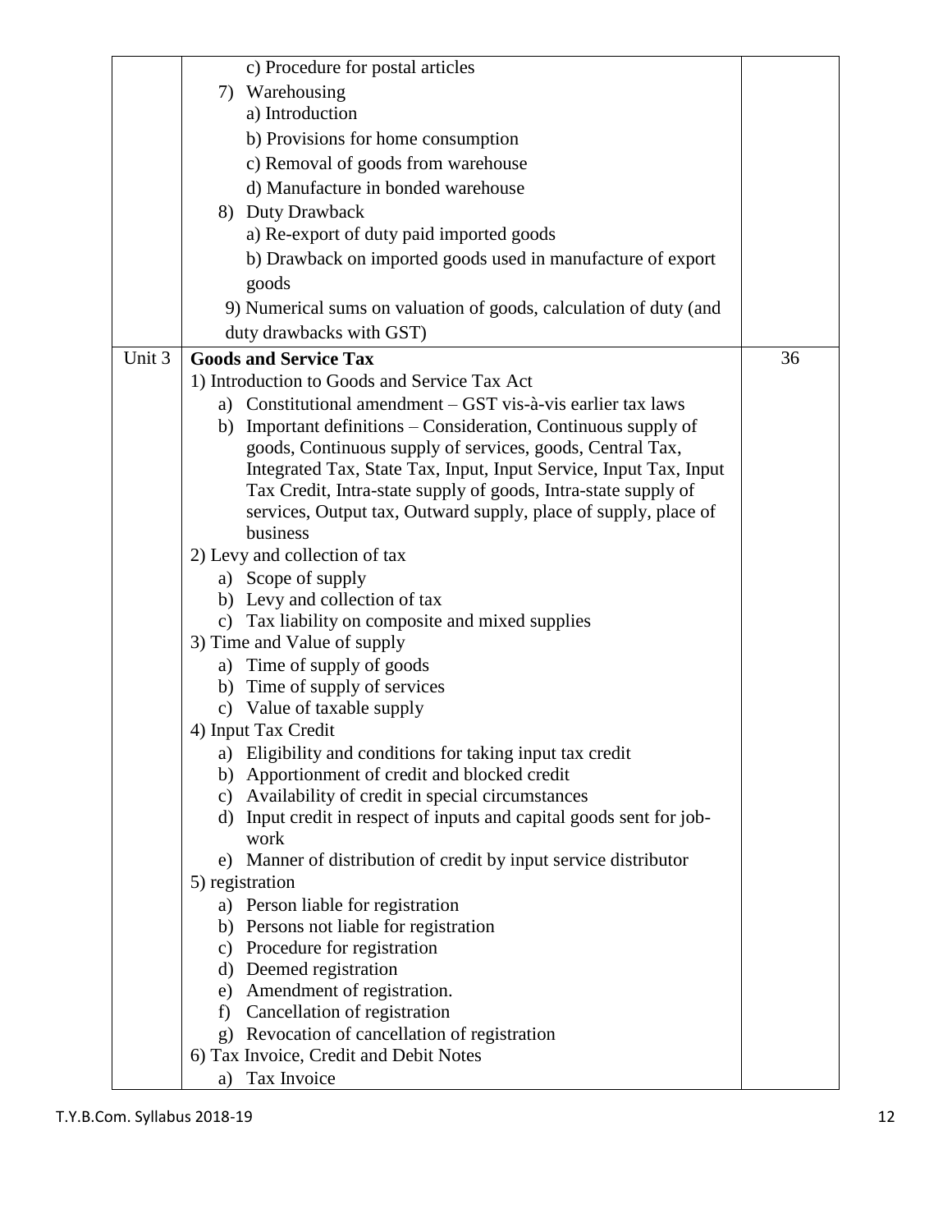| | | |
|---|---|---|
| | c) Procedure for postal articles<br>7) Warehousing<br>a) Introduction<br>b) Provisions for home consumption<br>c) Removal of goods from warehouse<br>d) Manufacture in bonded warehouse<br>8) Duty Drawback<br>a) Re-export of duty paid imported goods<br>b) Drawback on imported goods used in manufacture of export goods<br>9) Numerical sums on valuation of goods, calculation of duty (and duty drawbacks with GST) | |
| Unit 3 | **Goods and Service Tax**<br>1) Introduction to Goods and Service Tax Act<br>a) Constitutional amendment – GST vis-à-vis earlier tax laws<br>b) Important definitions – Consideration, Continuous supply of goods, Continuous supply of services, goods, Central Tax, Integrated Tax, State Tax, Input, Input Service, Input Tax, Input Tax Credit, Intra-state supply of goods, Intra-state supply of services, Output tax, Outward supply, place of supply, place of business<br>2) Levy and collection of tax<br>a) Scope of supply<br>b) Levy and collection of tax<br>c) Tax liability on composite and mixed supplies<br>3) Time and Value of supply<br>a) Time of supply of goods<br>b) Time of supply of services<br>c) Value of taxable supply<br>4) Input Tax Credit<br>a) Eligibility and conditions for taking input tax credit<br>b) Apportionment of credit and blocked credit<br>c) Availability of credit in special circumstances<br>d) Input credit in respect of inputs and capital goods sent for job-work<br>e) Manner of distribution of credit by input service distributor<br>5) registration<br>a) Person liable for registration<br>b) Persons not liable for registration<br>c) Procedure for registration<br>d) Deemed registration<br>e) Amendment of registration.<br>f) Cancellation of registration<br>g) Revocation of cancellation of registration<br>6) Tax Invoice, Credit and Debit Notes<br>a) Tax Invoice | 36 |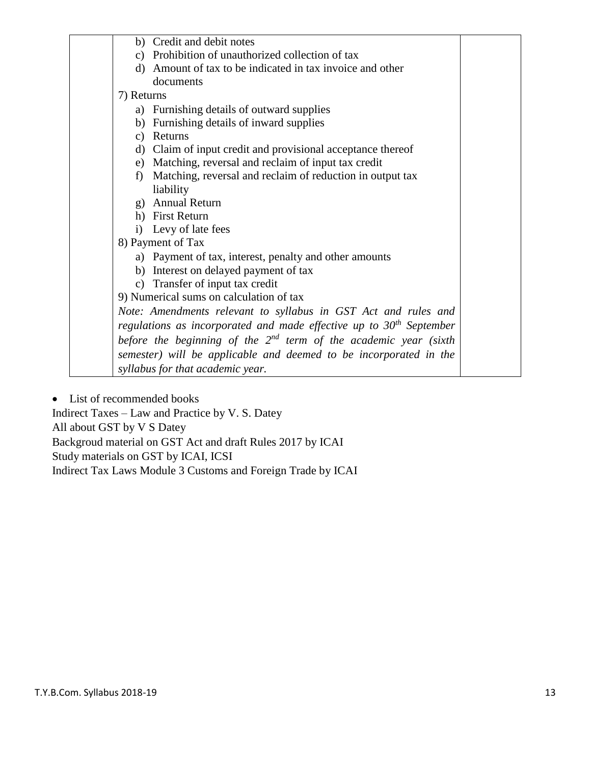| | b) Credit and debit notes<br>c) Prohibition of unauthorized collection of tax<br>d) Amount of tax to be indicated in tax invoice and other documents<br>7) Returns<br>a) Furnishing details of outward supplies<br>b) Furnishing details of inward supplies<br>c) Returns<br>d) Claim of input credit and provisional acceptance thereof<br>e) Matching, reversal and reclaim of input tax credit<br>f) Matching, reversal and reclaim of reduction in output tax liability<br>g) Annual Return<br>h) First Return<br>i) Levy of late fees<br>8) Payment of Tax<br>a) Payment of tax, interest, penalty and other amounts<br>b) Interest on delayed payment of tax<br>c) Transfer of input tax credit<br>9) Numerical sums on calculation of tax<br>*Note: Amendments relevant to syllabus in GST Act and rules and regulations as incorporated and made effective up to 30th September before the beginning of the 2nd term of the academic year (sixth semester) will be applicable and deemed to be incorporated in the syllabus for that academic year.* | |
|---|---|---|

- List of recommended books

Indirect Taxes – Law and Practice by V. S. Datey

All about GST by V S Datey

Backgroud material on GST Act and draft Rules 2017 by ICAI

Study materials on GST by ICAI, ICSI

Indirect Tax Laws Module 3 Customs and Foreign Trade by ICAI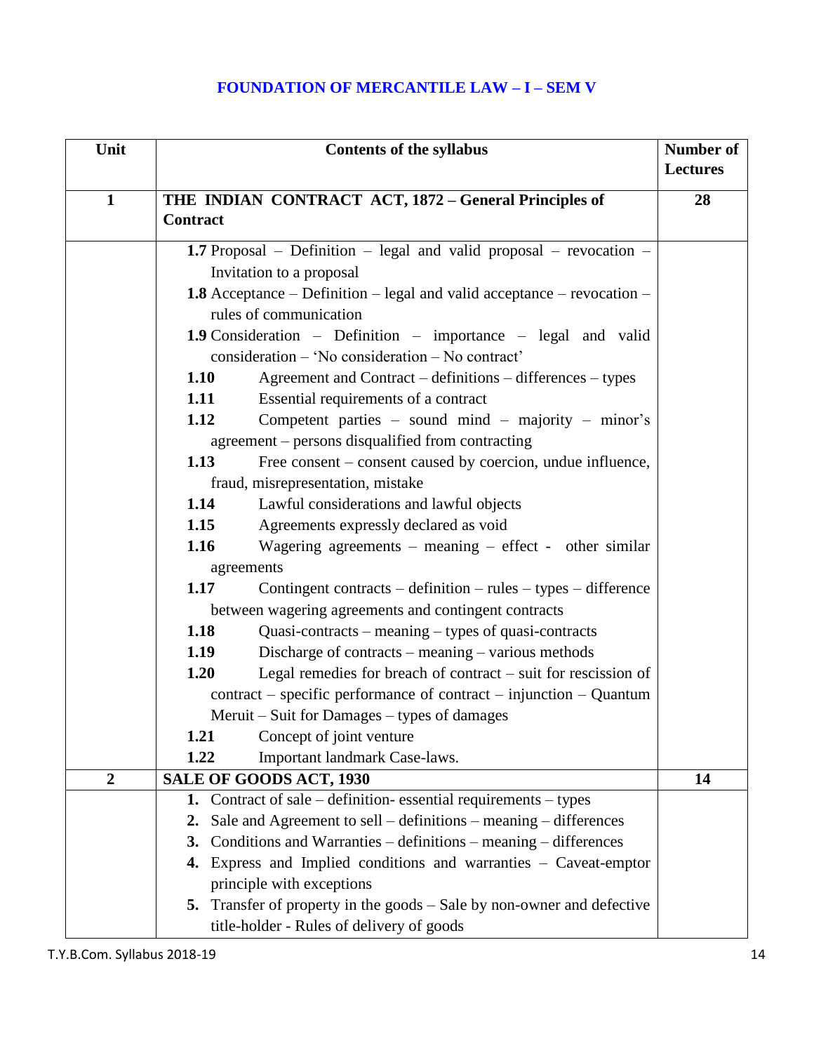## FOUNDATION OF MERCANTILE LAW – I – SEM V

| Unit | Contents of the syllabus | Number of Lectures |
|---|---|---|
| 1 | **THE INDIAN CONTRACT ACT, 1872 – General Principles of Contract** | 28 |
| | **1.7** Proposal – Definition – legal and valid proposal – revocation – Invitation to a proposal<br>**1.8** Acceptance – Definition – legal and valid acceptance – revocation – rules of communication<br>**1.9** Consideration – Definition – importance – legal and valid consideration – 'No consideration – No contract'<br>**1.10** Agreement and Contract – definitions – differences – types<br>**1.11** Essential requirements of a contract<br>**1.12** Competent parties – sound mind – majority – minor's agreement – persons disqualified from contracting<br>**1.13** Free consent – consent caused by coercion, undue influence, fraud, misrepresentation, mistake<br>**1.14** Lawful considerations and lawful objects<br>**1.15** Agreements expressly declared as void<br>**1.16** Wagering agreements – meaning – effect - other similar agreements<br>**1.17** Contingent contracts – definition – rules – types – difference between wagering agreements and contingent contracts<br>**1.18** Quasi-contracts – meaning – types of quasi-contracts<br>**1.19** Discharge of contracts – meaning – various methods<br>**1.20** Legal remedies for breach of contract – suit for rescission of contract – specific performance of contract – injunction – Quantum Meruit – Suit for Damages – types of damages<br>**1.21** Concept of joint venture<br>**1.22** Important landmark Case-laws. | |
| 2 | **SALE OF GOODS ACT, 1930** | 14 |
| | **1.** Contract of sale – definition- essential requirements – types<br>**2.** Sale and Agreement to sell – definitions – meaning – differences<br>**3.** Conditions and Warranties – definitions – meaning – differences<br>**4.** Express and Implied conditions and warranties – Caveat-emptor principle with exceptions<br>**5.** Transfer of property in the goods – Sale by non-owner and defective title-holder - Rules of delivery of goods | |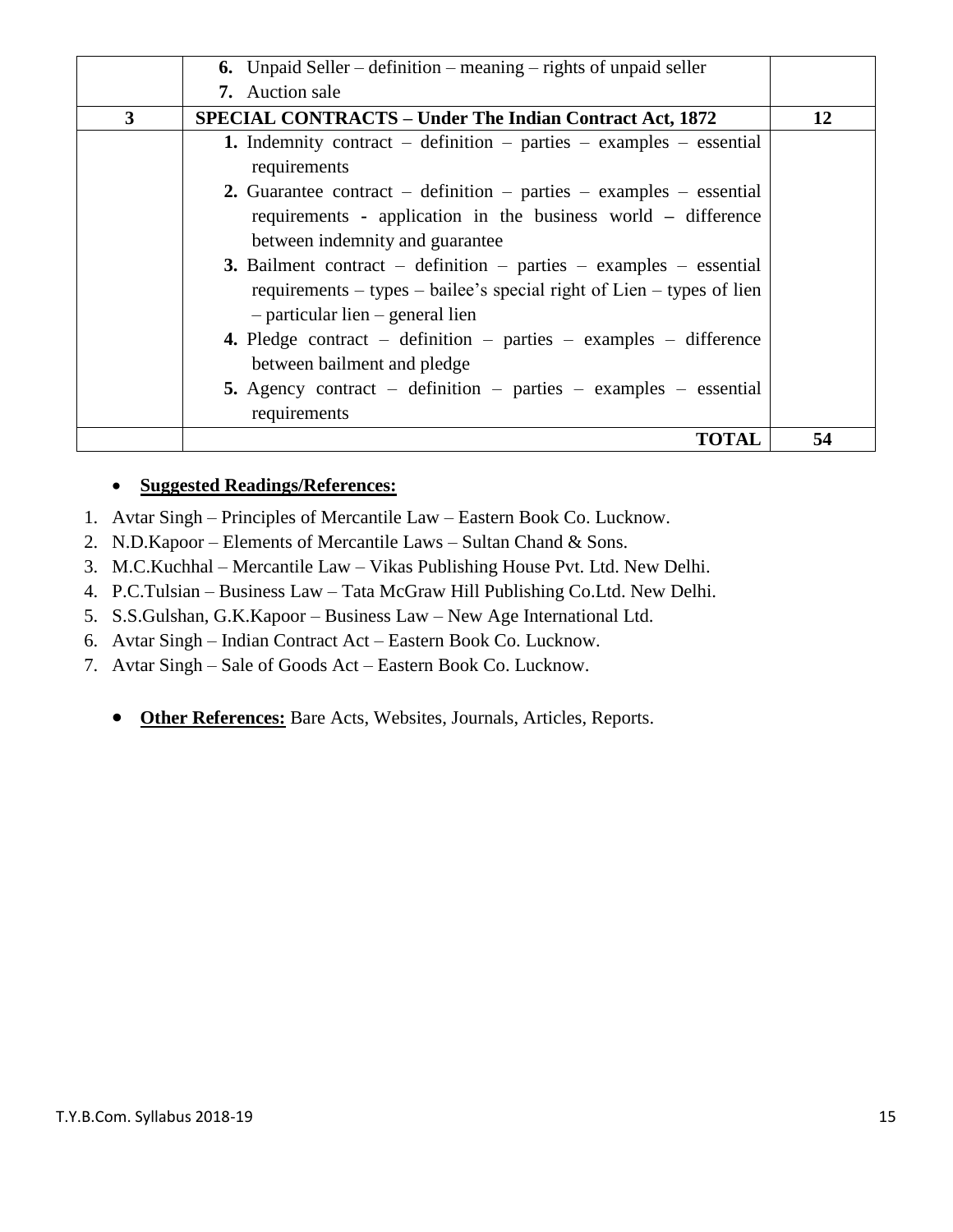|  |  |  |
|---|---|---|
|  | **6.** Unpaid Seller – definition – meaning – rights of unpaid seller<br>**7.** Auction sale |  |
| **3** | **SPECIAL CONTRACTS – Under The Indian Contract Act, 1872** | **12** |
|  | **1.** Indemnity contract – definition – parties – examples – essential requirements<br>**2.** Guarantee contract – definition – parties – examples – essential requirements - application in the business world – difference between indemnity and guarantee<br>**3.** Bailment contract – definition – parties – examples – essential requirements – types – bailee's special right of Lien – types of lien – particular lien – general lien<br>**4.** Pledge contract – definition – parties – examples – difference between bailment and pledge<br>**5.** Agency contract – definition – parties – examples – essential requirements |  |
|  | **TOTAL** | **54** |

- **Suggested Readings/References:**

1. Avtar Singh – Principles of Mercantile Law – Eastern Book Co. Lucknow.
2. N.D.Kapoor – Elements of Mercantile Laws – Sultan Chand & Sons.
3. M.C.Kuchhal – Mercantile Law – Vikas Publishing House Pvt. Ltd. New Delhi.
4. P.C.Tulsian – Business Law – Tata McGraw Hill Publishing Co.Ltd. New Delhi.
5. S.S.Gulshan, G.K.Kapoor – Business Law – New Age International Ltd.
6. Avtar Singh – Indian Contract Act – Eastern Book Co. Lucknow.
7. Avtar Singh – Sale of Goods Act – Eastern Book Co. Lucknow.

- **Other References:** Bare Acts, Websites, Journals, Articles, Reports.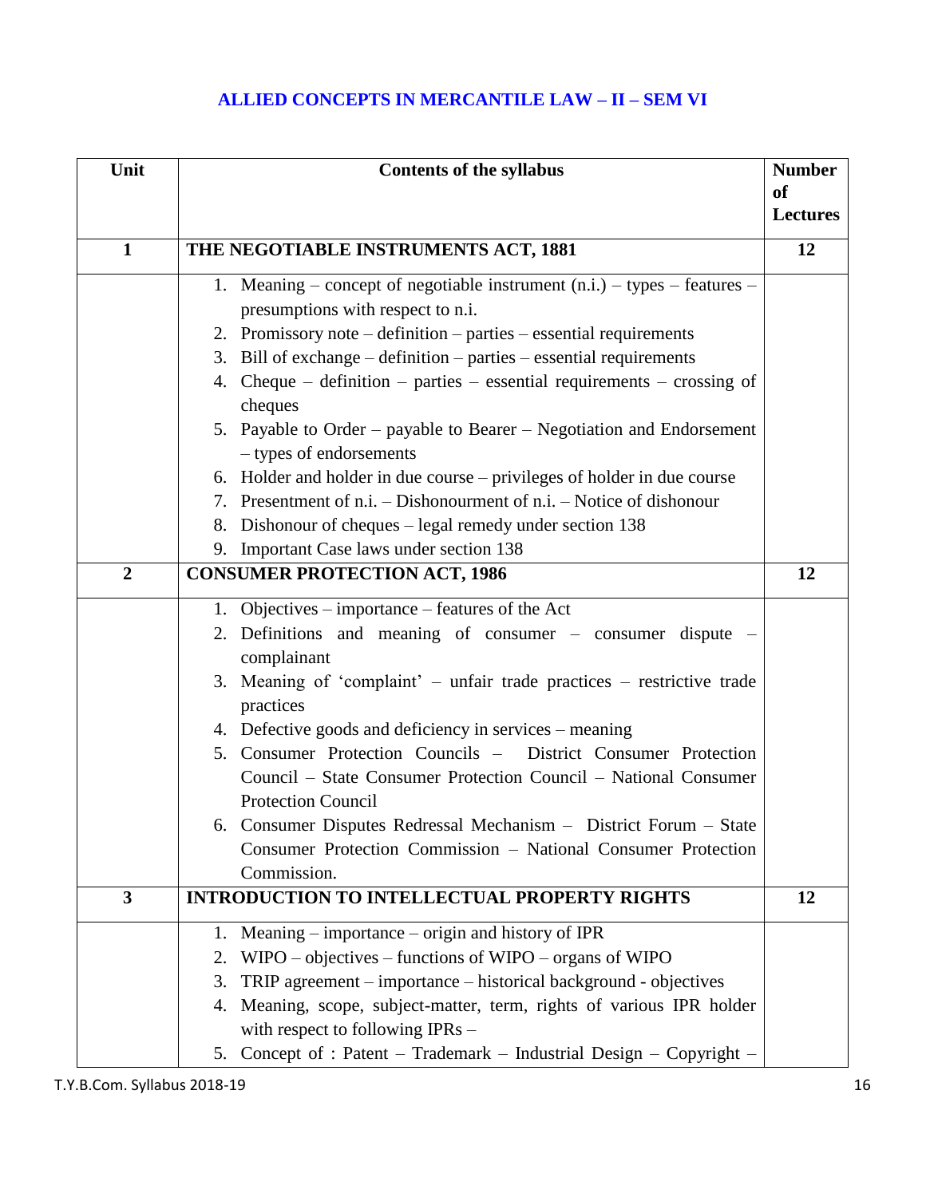## ALLIED CONCEPTS IN MERCANTILE LAW – II – SEM VI

| Unit | Contents of the syllabus | Number of Lectures |
|---|---|---|
| **1** | **THE NEGOTIABLE INSTRUMENTS ACT, 1881** | **12** |
| | 1. Meaning – concept of negotiable instrument (n.i.) – types – features – presumptions with respect to n.i.<br>2. Promissory note – definition – parties – essential requirements<br>3. Bill of exchange – definition – parties – essential requirements<br>4. Cheque – definition – parties – essential requirements – crossing of cheques<br>5. Payable to Order – payable to Bearer – Negotiation and Endorsement – types of endorsements<br>6. Holder and holder in due course – privileges of holder in due course<br>7. Presentment of n.i. – Dishonourment of n.i. – Notice of dishonour<br>8. Dishonour of cheques – legal remedy under section 138<br>9. Important Case laws under section 138 | |
| **2** | **CONSUMER PROTECTION ACT, 1986** | **12** |
| | 1. Objectives – importance – features of the Act<br>2. Definitions and meaning of consumer – consumer dispute – complainant<br>3. Meaning of 'complaint' – unfair trade practices – restrictive trade practices<br>4. Defective goods and deficiency in services – meaning<br>5. Consumer Protection Councils – District Consumer Protection Council – State Consumer Protection Council – National Consumer Protection Council<br>6. Consumer Disputes Redressal Mechanism – District Forum – State Consumer Protection Commission – National Consumer Protection Commission. | |
| **3** | **INTRODUCTION TO INTELLECTUAL PROPERTY RIGHTS** | **12** |
| | 1. Meaning – importance – origin and history of IPR<br>2. WIPO – objectives – functions of WIPO – organs of WIPO<br>3. TRIP agreement – importance – historical background - objectives<br>4. Meaning, scope, subject-matter, term, rights of various IPR holder with respect to following IPRs –<br>5. Concept of : Patent – Trademark – Industrial Design – Copyright – | |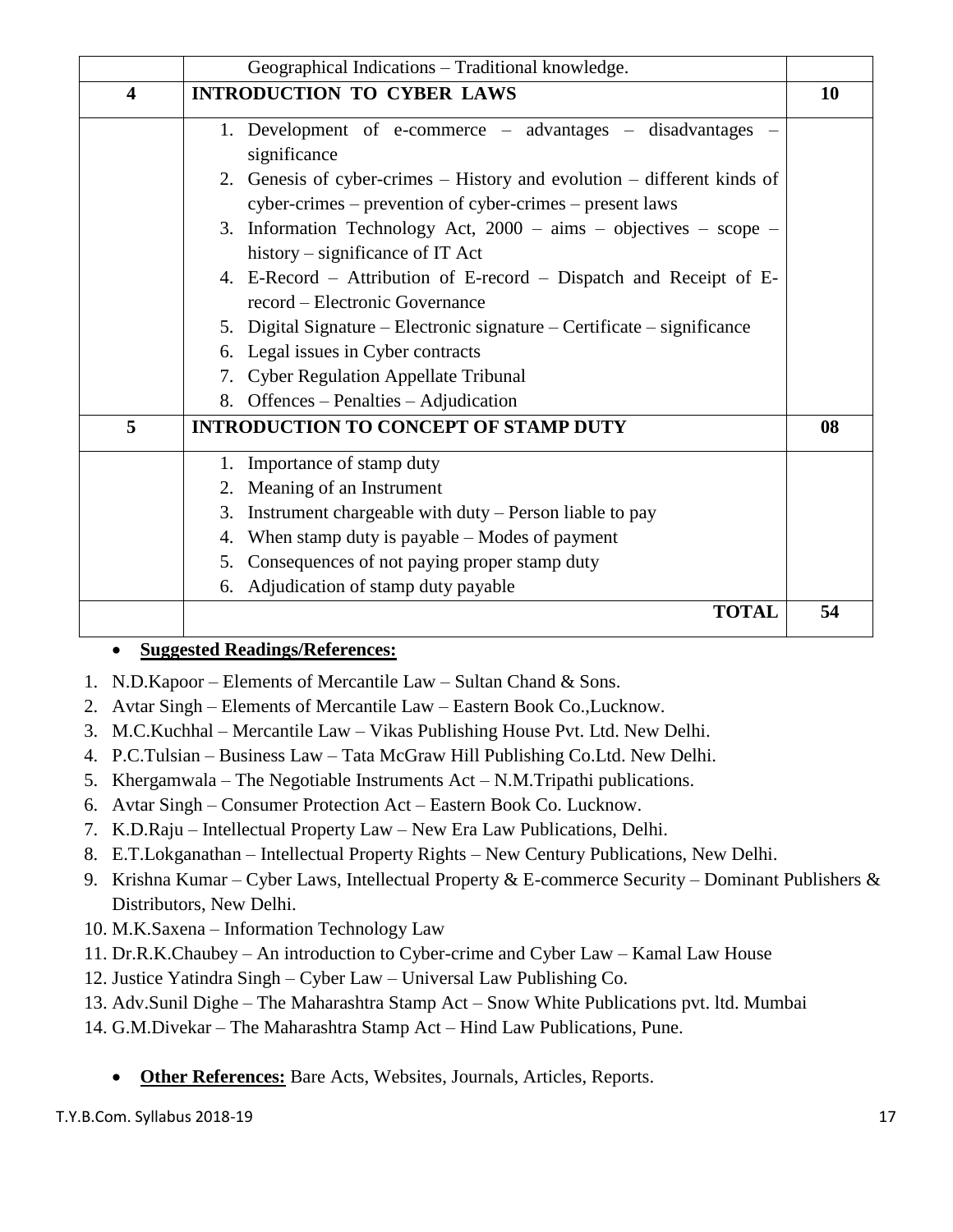|  | Geographical Indications – Traditional knowledge. |  |
|---|---|---|
| **4** | **INTRODUCTION TO CYBER LAWS** | **10** |
|  | 1. Development of e-commerce – advantages – disadvantages – significance<br>2. Genesis of cyber-crimes – History and evolution – different kinds of cyber-crimes – prevention of cyber-crimes – present laws<br>3. Information Technology Act, 2000 – aims – objectives – scope – history – significance of IT Act<br>4. E-Record – Attribution of E-record – Dispatch and Receipt of E-record – Electronic Governance<br>5. Digital Signature – Electronic signature – Certificate – significance<br>6. Legal issues in Cyber contracts<br>7. Cyber Regulation Appellate Tribunal<br>8. Offences – Penalties – Adjudication |  |
| **5** | **INTRODUCTION TO CONCEPT OF STAMP DUTY** | **08** |
|  | 1. Importance of stamp duty<br>2. Meaning of an Instrument<br>3. Instrument chargeable with duty – Person liable to pay<br>4. When stamp duty is payable – Modes of payment<br>5. Consequences of not paying proper stamp duty<br>6. Adjudication of stamp duty payable |  |
|  | **TOTAL** | **54** |

- **Suggested Readings/References:**

1. N.D.Kapoor – Elements of Mercantile Law – Sultan Chand & Sons.
2. Avtar Singh – Elements of Mercantile Law – Eastern Book Co.,Lucknow.
3. M.C.Kuchhal – Mercantile Law – Vikas Publishing House Pvt. Ltd. New Delhi.
4. P.C.Tulsian – Business Law – Tata McGraw Hill Publishing Co.Ltd. New Delhi.
5. Khergamwala – The Negotiable Instruments Act – N.M.Tripathi publications.
6. Avtar Singh – Consumer Protection Act – Eastern Book Co. Lucknow.
7. K.D.Raju – Intellectual Property Law – New Era Law Publications, Delhi.
8. E.T.Lokganathan – Intellectual Property Rights – New Century Publications, New Delhi.
9. Krishna Kumar – Cyber Laws, Intellectual Property & E-commerce Security – Dominant Publishers & Distributors, New Delhi.
10. M.K.Saxena – Information Technology Law
11. Dr.R.K.Chaubey – An introduction to Cyber-crime and Cyber Law – Kamal Law House
12. Justice Yatindra Singh – Cyber Law – Universal Law Publishing Co.
13. Adv.Sunil Dighe – The Maharashtra Stamp Act – Snow White Publications pvt. ltd. Mumbai
14. G.M.Divekar – The Maharashtra Stamp Act – Hind Law Publications, Pune.

- **Other References:** Bare Acts, Websites, Journals, Articles, Reports.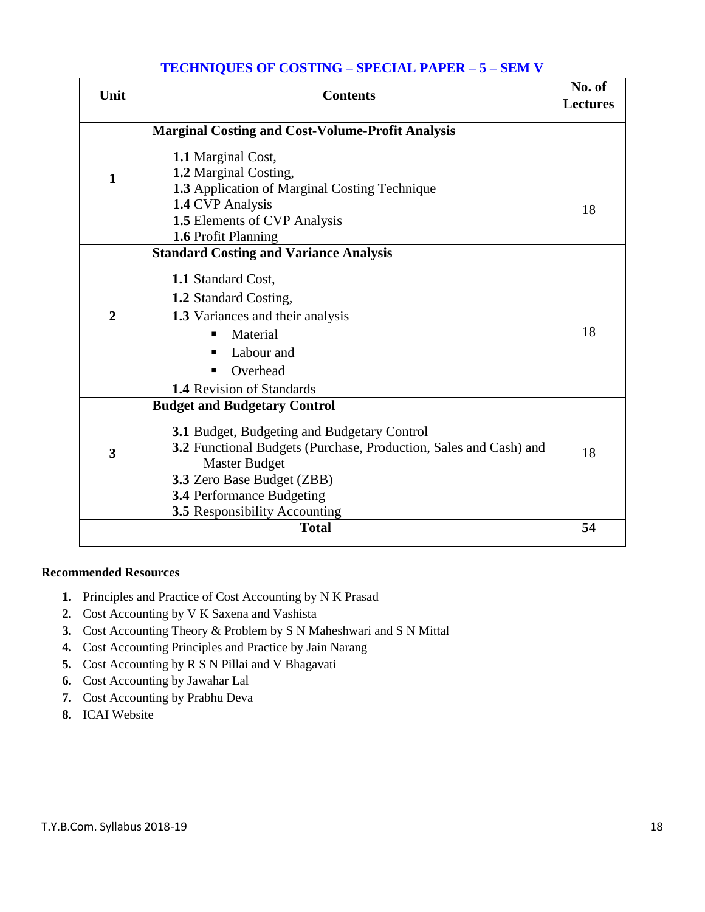## TECHNIQUES OF COSTING – SPECIAL PAPER – 5 – SEM V

| Unit | Contents | No. of Lectures |
|---|---|---|
| 1 | **Marginal Costing and Cost-Volume-Profit Analysis**<br><br>**1.1** Marginal Cost,<br>**1.2** Marginal Costing,<br>**1.3** Application of Marginal Costing Technique<br>**1.4** CVP Analysis<br>**1.5** Elements of CVP Analysis<br>**1.6** Profit Planning | 18 |
| 2 | **Standard Costing and Variance Analysis**<br><br>**1.1** Standard Cost,<br>**1.2** Standard Costing,<br>**1.3** Variances and their analysis –<br>▪ Material<br>▪ Labour and<br>▪ Overhead<br>**1.4** Revision of Standards | 18 |
| 3 | **Budget and Budgetary Control**<br><br>**3.1** Budget, Budgeting and Budgetary Control<br>**3.2** Functional Budgets (Purchase, Production, Sales and Cash) and Master Budget<br>**3.3** Zero Base Budget (ZBB)<br>**3.4** Performance Budgeting<br>**3.5** Responsibility Accounting | 18 |
| **Total** | | **54** |

**Recommended Resources**

1. Principles and Practice of Cost Accounting by N K Prasad
2. Cost Accounting by V K Saxena and Vashista
3. Cost Accounting Theory & Problem by S N Maheshwari and S N Mittal
4. Cost Accounting Principles and Practice by Jain Narang
5. Cost Accounting by R S N Pillai and V Bhagavati
6. Cost Accounting by Jawahar Lal
7. Cost Accounting by Prabhu Deva
8. ICAI Website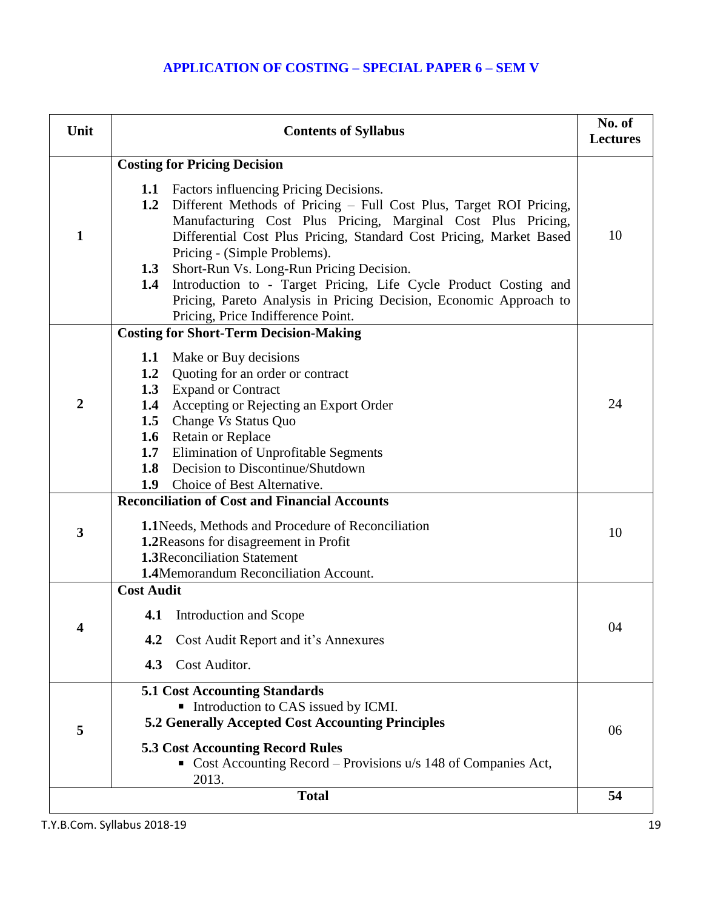# APPLICATION OF COSTING – SPECIAL PAPER 6 – SEM V

| Unit | Contents of Syllabus | No. of Lectures |
|---|---|---|
| 1 | **Costing for Pricing Decision**<br>**1.1** Factors influencing Pricing Decisions.<br>**1.2** Different Methods of Pricing – Full Cost Plus, Target ROI Pricing, Manufacturing Cost Plus Pricing, Marginal Cost Plus Pricing, Differential Cost Plus Pricing, Standard Cost Pricing, Market Based Pricing - (Simple Problems).<br>**1.3** Short-Run Vs. Long-Run Pricing Decision.<br>**1.4** Introduction to - Target Pricing, Life Cycle Product Costing and Pricing, Pareto Analysis in Pricing Decision, Economic Approach to Pricing, Price Indifference Point. | 10 |
| 2 | **Costing for Short-Term Decision-Making**<br>**1.1** Make or Buy decisions<br>**1.2** Quoting for an order or contract<br>**1.3** Expand or Contract<br>**1.4** Accepting or Rejecting an Export Order<br>**1.5** Change *Vs* Status Quo<br>**1.6** Retain or Replace<br>**1.7** Elimination of Unprofitable Segments<br>**1.8** Decision to Discontinue/Shutdown<br>**1.9** Choice of Best Alternative. | 24 |
| 3 | **Reconciliation of Cost and Financial Accounts**<br>**1.1**Needs, Methods and Procedure of Reconciliation<br>**1.2**Reasons for disagreement in Profit<br>**1.3**Reconciliation Statement<br>**1.4**Memorandum Reconciliation Account. | 10 |
| 4 | **Cost Audit**<br>**4.1** Introduction and Scope<br>**4.2** Cost Audit Report and it's Annexures<br>**4.3** Cost Auditor. | 04 |
| 5 | **5.1 Cost Accounting Standards**<br>▪ Introduction to CAS issued by ICMI.<br>**5.2 Generally Accepted Cost Accounting Principles**<br>**5.3 Cost Accounting Record Rules**<br>▪ Cost Accounting Record – Provisions u/s 148 of Companies Act, 2013. | 06 |
| | **Total** | **54** |

T.Y.B.Com. Syllabus 2018-19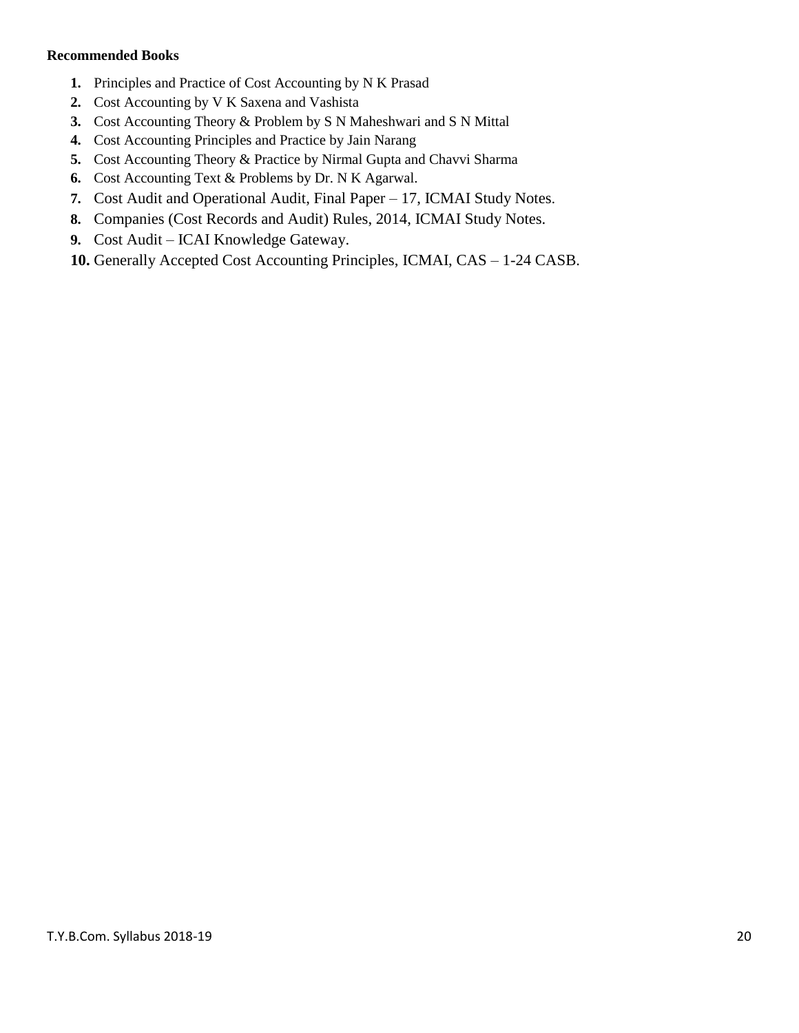**Recommended Books**

1. Principles and Practice of Cost Accounting by N K Prasad
2. Cost Accounting by V K Saxena and Vashista
3. Cost Accounting Theory & Problem by S N Maheshwari and S N Mittal
4. Cost Accounting Principles and Practice by Jain Narang
5. Cost Accounting Theory & Practice by Nirmal Gupta and Chavvi Sharma
6. Cost Accounting Text & Problems by Dr. N K Agarwal.
7. Cost Audit and Operational Audit, Final Paper – 17, ICMAI Study Notes.
8. Companies (Cost Records and Audit) Rules, 2014, ICMAI Study Notes.
9. Cost Audit – ICAI Knowledge Gateway.
10. Generally Accepted Cost Accounting Principles, ICMAI, CAS – 1-24 CASB.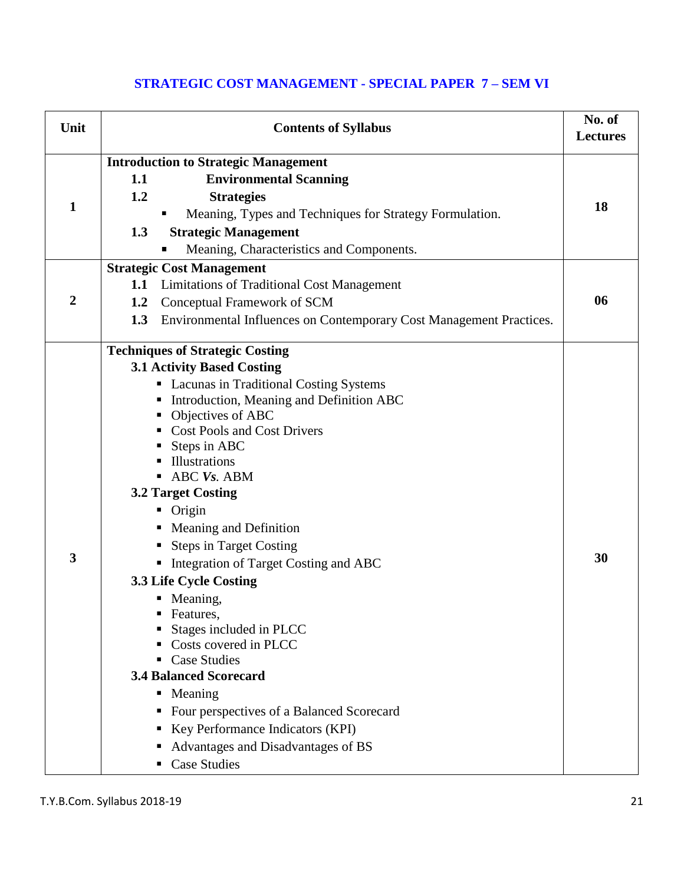## STRATEGIC COST MANAGEMENT - SPECIAL PAPER 7 – SEM VI

| Unit | Contents of Syllabus | No. of Lectures |
|---|---|---|
| 1 | **Introduction to Strategic Management**<br>**1.1 Environmental Scanning**<br>**1.2 Strategies**<br>▪ Meaning, Types and Techniques for Strategy Formulation.<br>**1.3 Strategic Management**<br>▪ Meaning, Characteristics and Components. | 18 |
| 2 | **Strategic Cost Management**<br>**1.1** Limitations of Traditional Cost Management<br>**1.2** Conceptual Framework of SCM<br>**1.3** Environmental Influences on Contemporary Cost Management Practices. | 06 |
| 3 | **Techniques of Strategic Costing**<br>**3.1 Activity Based Costing**<br>▪ Lacunas in Traditional Costing Systems<br>▪ Introduction, Meaning and Definition ABC<br>▪ Objectives of ABC<br>▪ Cost Pools and Cost Drivers<br>▪ Steps in ABC<br>▪ Illustrations<br>▪ ABC ***Vs.*** ABM<br>**3.2 Target Costing**<br>▪ Origin<br>▪ Meaning and Definition<br>▪ Steps in Target Costing<br>▪ Integration of Target Costing and ABC<br>**3.3 Life Cycle Costing**<br>▪ Meaning,<br>▪ Features,<br>▪ Stages included in PLCC<br>▪ Costs covered in PLCC<br>▪ Case Studies<br>**3.4 Balanced Scorecard**<br>▪ Meaning<br>▪ Four perspectives of a Balanced Scorecard<br>▪ Key Performance Indicators (KPI)<br>▪ Advantages and Disadvantages of BS<br>▪ Case Studies | 30 |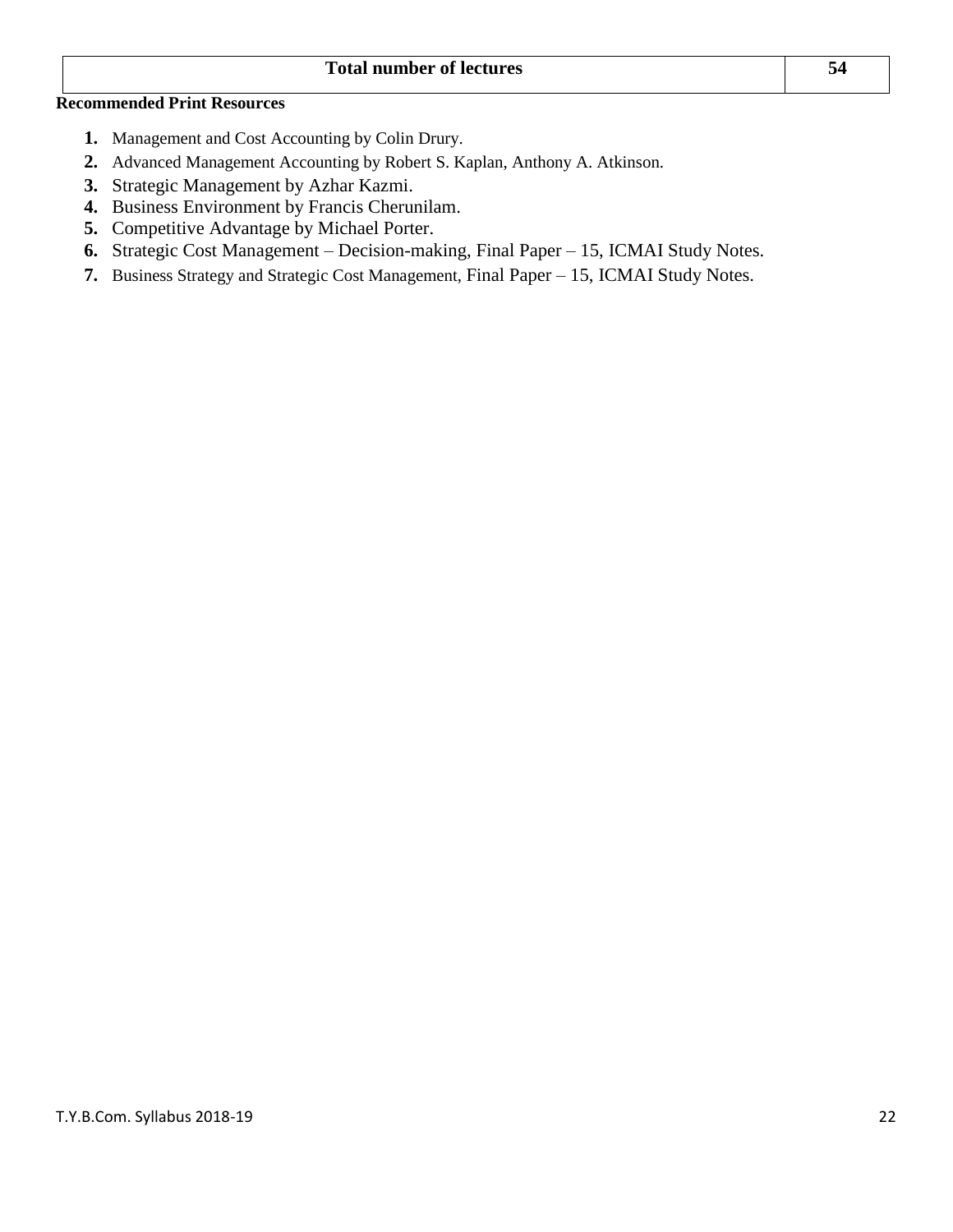| Total number of lectures | 54 |
| --- | --- |

**Recommended Print Resources**

1. Management and Cost Accounting by Colin Drury.
2. Advanced Management Accounting by Robert S. Kaplan, Anthony A. Atkinson.
3. Strategic Management by Azhar Kazmi.
4. Business Environment by Francis Cherunilam.
5. Competitive Advantage by Michael Porter.
6. Strategic Cost Management – Decision-making, Final Paper – 15, ICMAI Study Notes.
7. Business Strategy and Strategic Cost Management, Final Paper – 15, ICMAI Study Notes.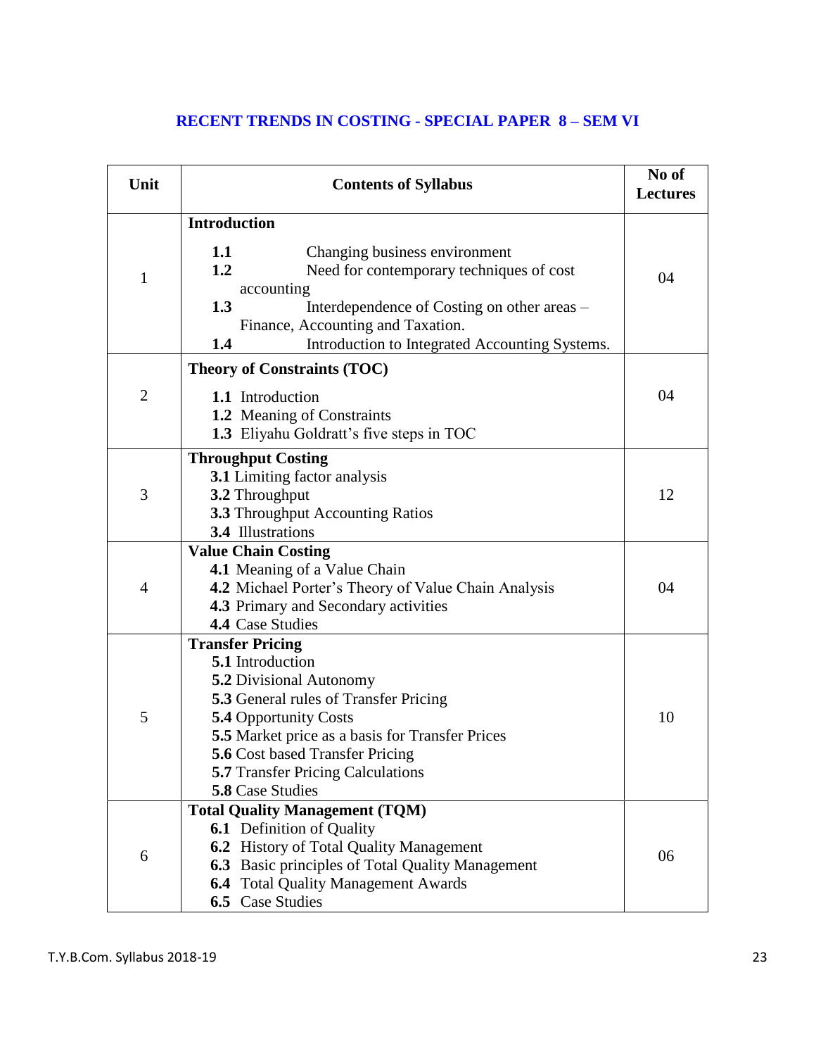## RECENT TRENDS IN COSTING - SPECIAL PAPER 8 – SEM VI

| Unit | Contents of Syllabus | No of Lectures |
|---|---|---|
| 1 | **Introduction**<br>**1.1** Changing business environment<br>**1.2** Need for contemporary techniques of cost accounting<br>**1.3** Interdependence of Costing on other areas – Finance, Accounting and Taxation.<br>**1.4** Introduction to Integrated Accounting Systems. | 04 |
| 2 | **Theory of Constraints (TOC)**<br>**1.1** Introduction<br>**1.2** Meaning of Constraints<br>**1.3** Eliyahu Goldratt's five steps in TOC | 04 |
| 3 | **Throughput Costing**<br>**3.1** Limiting factor analysis<br>**3.2** Throughput<br>**3.3** Throughput Accounting Ratios<br>**3.4** Illustrations | 12 |
| 4 | **Value Chain Costing**<br>**4.1** Meaning of a Value Chain<br>**4.2** Michael Porter's Theory of Value Chain Analysis<br>**4.3** Primary and Secondary activities<br>**4.4** Case Studies | 04 |
| 5 | **Transfer Pricing**<br>**5.1** Introduction<br>**5.2** Divisional Autonomy<br>**5.3** General rules of Transfer Pricing<br>**5.4** Opportunity Costs<br>**5.5** Market price as a basis for Transfer Prices<br>**5.6** Cost based Transfer Pricing<br>**5.7** Transfer Pricing Calculations<br>**5.8** Case Studies | 10 |
| 6 | **Total Quality Management (TQM)**<br>**6.1** Definition of Quality<br>**6.2** History of Total Quality Management<br>**6.3** Basic principles of Total Quality Management<br>**6.4** Total Quality Management Awards<br>**6.5** Case Studies | 06 |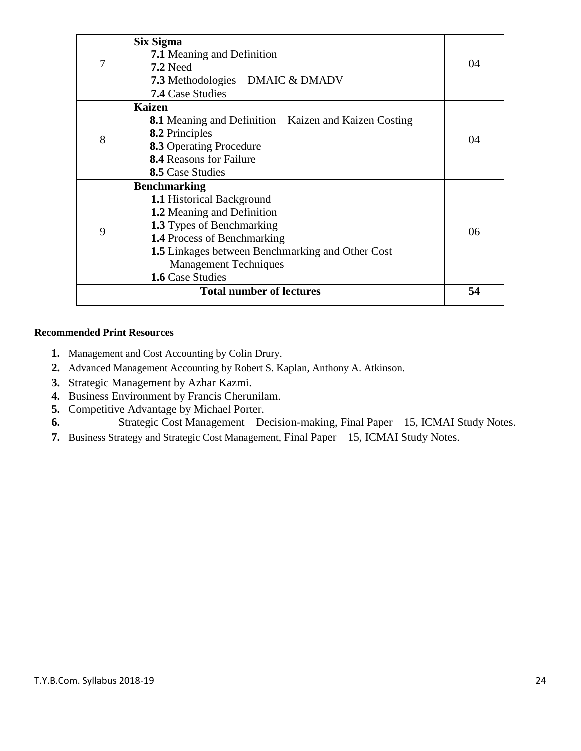| | | |
|---|---|---|
| 7 | **Six Sigma**<br>**7.1** Meaning and Definition<br>**7.2** Need<br>**7.3** Methodologies – DMAIC & DMADV<br>**7.4** Case Studies | 04 |
| 8 | **Kaizen**<br>**8.1** Meaning and Definition – Kaizen and Kaizen Costing<br>**8.2** Principles<br>**8.3** Operating Procedure<br>**8.4** Reasons for Failure<br>**8.5** Case Studies | 04 |
| 9 | **Benchmarking**<br>**1.1** Historical Background<br>**1.2** Meaning and Definition<br>**1.3** Types of Benchmarking<br>**1.4** Process of Benchmarking<br>**1.5** Linkages between Benchmarking and Other Cost Management Techniques<br>**1.6** Case Studies | 06 |
| **Total number of lectures** | | **54** |

**Recommended Print Resources**

1. Management and Cost Accounting by Colin Drury.
2. Advanced Management Accounting by Robert S. Kaplan, Anthony A. Atkinson.
3. Strategic Management by Azhar Kazmi.
4. Business Environment by Francis Cherunilam.
5. Competitive Advantage by Michael Porter.
6. Strategic Cost Management – Decision-making, Final Paper – 15, ICMAI Study Notes.
7. Business Strategy and Strategic Cost Management, Final Paper – 15, ICMAI Study Notes.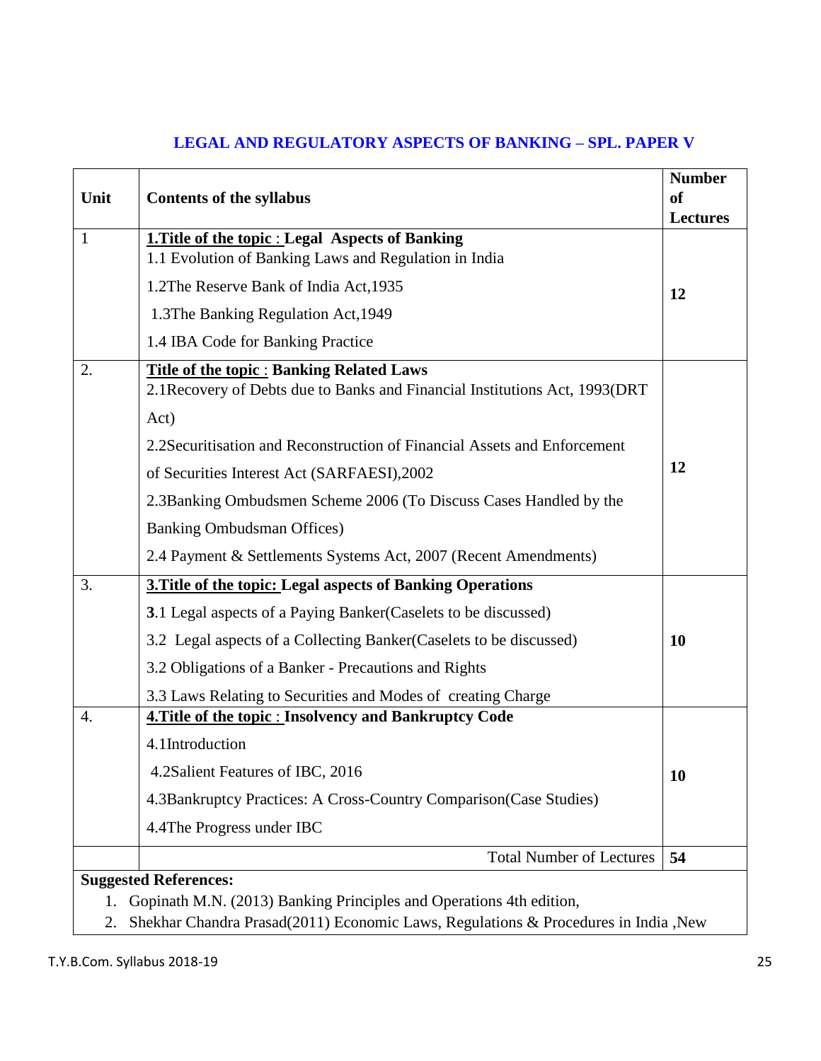## LEGAL AND REGULATORY ASPECTS OF BANKING – SPL. PAPER V

| Unit | Contents of the syllabus | Number of Lectures |
|---|---|---|
| 1 | **1.Title of the topic : Legal Aspects of Banking**<br>1.1 Evolution of Banking Laws and Regulation in India<br>1.2The Reserve Bank of India Act,1935<br>1.3The Banking Regulation Act,1949<br>1.4 IBA Code for Banking Practice | **12** |
| 2. | **Title of the topic : Banking Related Laws**<br>2.1Recovery of Debts due to Banks and Financial Institutions Act, 1993(DRT Act)<br>2.2Securitisation and Reconstruction of Financial Assets and Enforcement of Securities Interest Act (SARFAESI),2002<br>2.3Banking Ombudsmen Scheme 2006 (To Discuss Cases Handled by the Banking Ombudsman Offices)<br>2.4 Payment & Settlements Systems Act, 2007 (Recent Amendments) | **12** |
| 3. | **3.Title of the topic: Legal aspects of Banking Operations**<br>**3**.1 Legal aspects of a Paying Banker(Caselets to be discussed)<br>3.2 Legal aspects of a Collecting Banker(Caselets to be discussed)<br>3.2 Obligations of a Banker - Precautions and Rights<br>3.3 Laws Relating to Securities and Modes of creating Charge | **10** |
| 4. | **4.Title of the topic : Insolvency and Bankruptcy Code**<br>4.1Introduction<br>4.2Salient Features of IBC, 2016<br>4.3Bankruptcy Practices: A Cross-Country Comparison(Case Studies)<br>4.4The Progress under IBC | **10** |
| | Total Number of Lectures | **54** |

**Suggested References:**

1. Gopinath M.N. (2013) Banking Principles and Operations 4th edition,
2. Shekhar Chandra Prasad(2011) Economic Laws, Regulations & Procedures in India ,New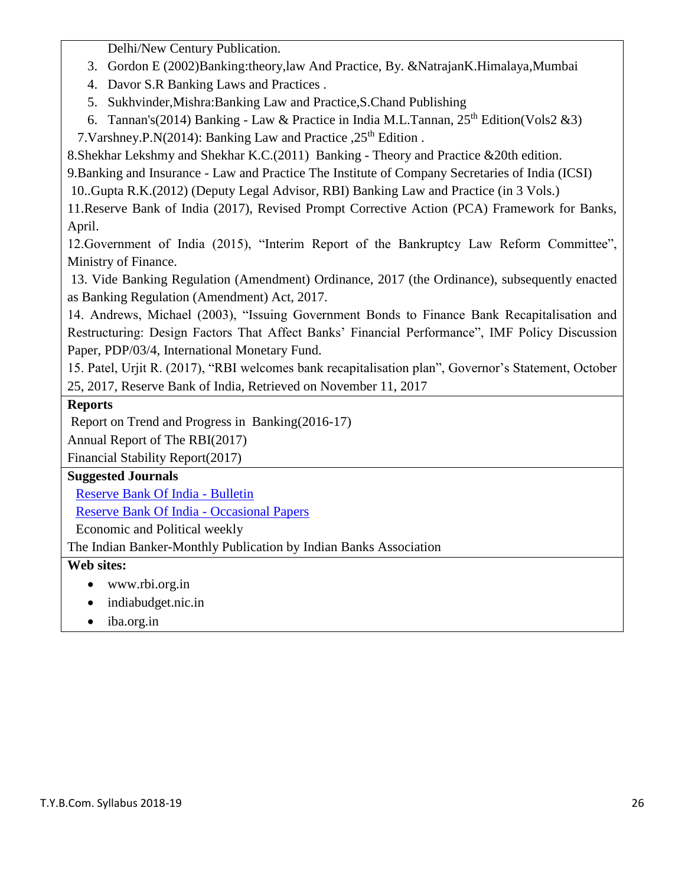Delhi/New Century Publication.

3. Gordon E (2002)Banking:theory,law And Practice, By. &NatrajanK.Himalaya,Mumbai
4. Davor S.R Banking Laws and Practices .
5. Sukhvinder,Mishra:Banking Law and Practice,S.Chand Publishing
6. Tannan's(2014) Banking - Law & Practice in India M.L.Tannan, 25th Edition(Vols2 &3)

7.Varshney.P.N(2014): Banking Law and Practice ,25th Edition .

8.Shekhar Lekshmy and Shekhar K.C.(2011) Banking - Theory and Practice &20th edition.

9.Banking and Insurance - Law and Practice The Institute of Company Secretaries of India (ICSI)

10..Gupta R.K.(2012) (Deputy Legal Advisor, RBI) Banking Law and Practice (in 3 Vols.)

11.Reserve Bank of India (2017), Revised Prompt Corrective Action (PCA) Framework for Banks, April.

12.Government of India (2015), "Interim Report of the Bankruptcy Law Reform Committee", Ministry of Finance.

13. Vide Banking Regulation (Amendment) Ordinance, 2017 (the Ordinance), subsequently enacted as Banking Regulation (Amendment) Act, 2017.

14. Andrews, Michael (2003), "Issuing Government Bonds to Finance Bank Recapitalisation and Restructuring: Design Factors That Affect Banks' Financial Performance", IMF Policy Discussion Paper, PDP/03/4, International Monetary Fund.

15. Patel, Urjit R. (2017), "RBI welcomes bank recapitalisation plan", Governor's Statement, October 25, 2017, Reserve Bank of India, Retrieved on November 11, 2017

**Reports**

Report on Trend and Progress in Banking(2016-17)

Annual Report of The RBI(2017)

Financial Stability Report(2017)

**Suggested Journals**

Reserve Bank Of India - Bulletin

Reserve Bank Of India - Occasional Papers

Economic and Political weekly

The Indian Banker-Monthly Publication by Indian Banks Association

**Web sites:**

- www.rbi.org.in
- indiabudget.nic.in
- iba.org.in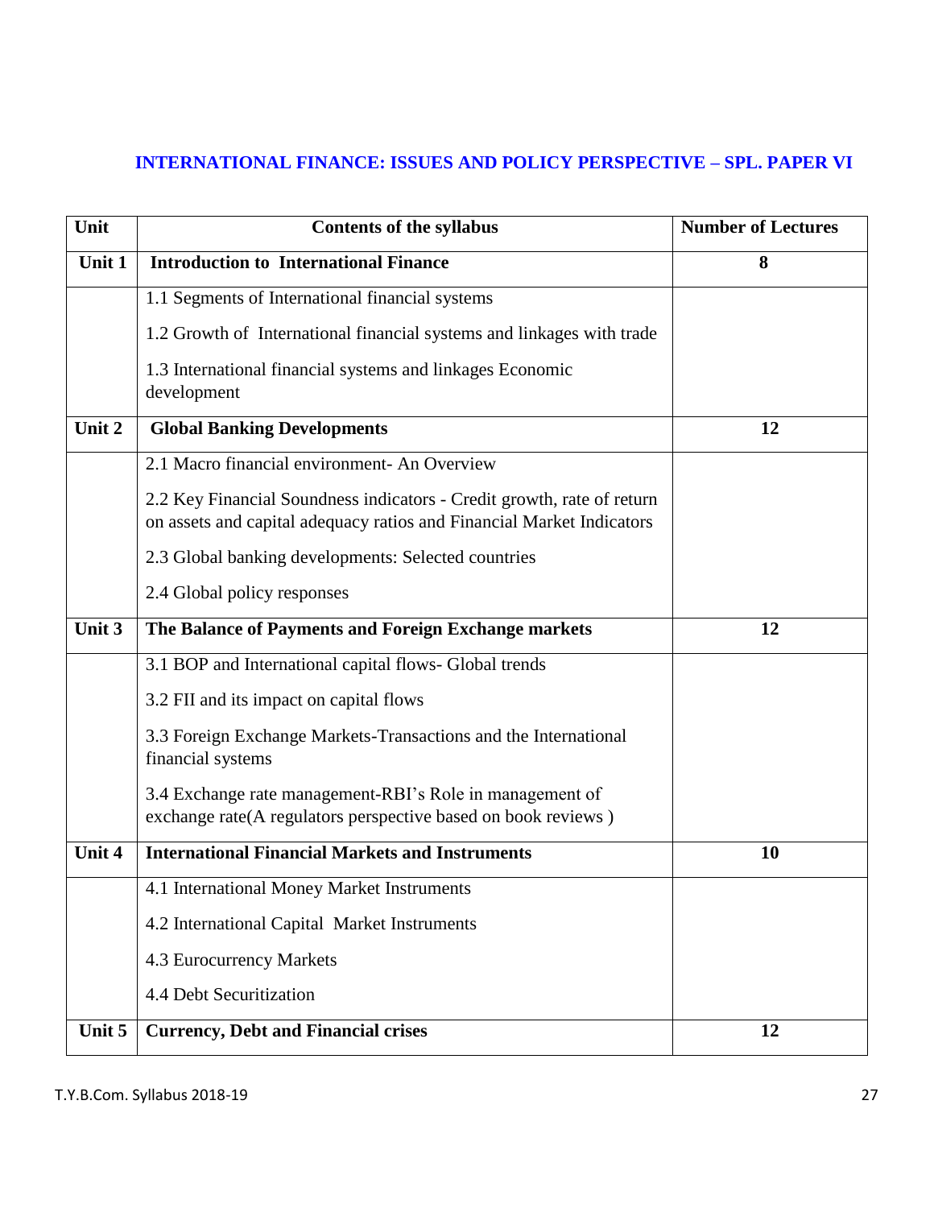## INTERNATIONAL FINANCE: ISSUES AND POLICY PERSPECTIVE – SPL. PAPER VI

| Unit | Contents of the syllabus | Number of Lectures |
|---|---|---|
| Unit 1 | **Introduction to International Finance** | 8 |
| | 1.1 Segments of International financial systems<br>1.2 Growth of International financial systems and linkages with trade<br>1.3 International financial systems and linkages Economic development | |
| Unit 2 | **Global Banking Developments** | 12 |
| | 2.1 Macro financial environment- An Overview<br>2.2 Key Financial Soundness indicators - Credit growth, rate of return on assets and capital adequacy ratios and Financial Market Indicators<br>2.3 Global banking developments: Selected countries<br>2.4 Global policy responses | |
| Unit 3 | **The Balance of Payments and Foreign Exchange markets** | 12 |
| | 3.1 BOP and International capital flows- Global trends<br>3.2 FII and its impact on capital flows<br>3.3 Foreign Exchange Markets-Transactions and the International financial systems<br>3.4 Exchange rate management-RBI's Role in management of exchange rate(A regulators perspective based on book reviews ) | |
| Unit 4 | **International Financial Markets and Instruments** | 10 |
| | 4.1 International Money Market Instruments<br>4.2 International Capital Market Instruments<br>4.3 Eurocurrency Markets<br>4.4 Debt Securitization | |
| Unit 5 | **Currency, Debt and Financial crises** | 12 |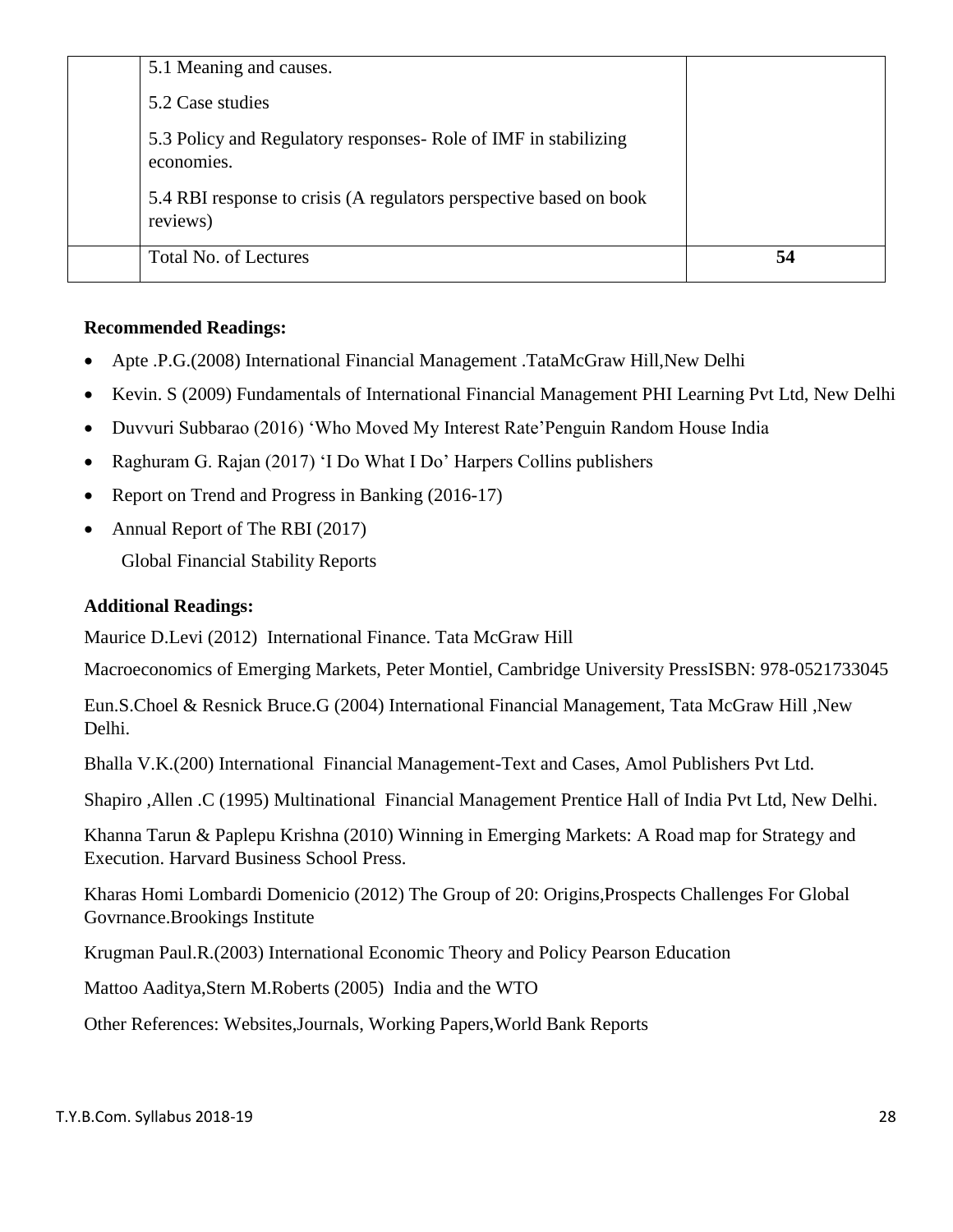|  | 5.1 Meaning and causes.<br>5.2 Case studies<br>5.3 Policy and Regulatory responses- Role of IMF in stabilizing economies.<br>5.4 RBI response to crisis (A regulators perspective based on book reviews) |  |
|---|---|---|
|  | Total No. of Lectures | **54** |

**Recommended Readings:**

- Apte .P.G.(2008) International Financial Management .TataMcGraw Hill,New Delhi
- Kevin. S (2009) Fundamentals of International Financial Management PHI Learning Pvt Ltd, New Delhi
- Duvvuri Subbarao (2016) 'Who Moved My Interest Rate'Penguin Random House India
- Raghuram G. Rajan (2017) 'I Do What I Do' Harpers Collins publishers
- Report on Trend and Progress in Banking (2016-17)
- Annual Report of The RBI (2017)
  Global Financial Stability Reports

**Additional Readings:**

Maurice D.Levi (2012) International Finance. Tata McGraw Hill

Macroeconomics of Emerging Markets, Peter Montiel, Cambridge University PressISBN: 978-0521733045

Eun.S.Choel & Resnick Bruce.G (2004) International Financial Management, Tata McGraw Hill ,New Delhi.

Bhalla V.K.(200) International Financial Management-Text and Cases, Amol Publishers Pvt Ltd.

Shapiro ,Allen .C (1995) Multinational Financial Management Prentice Hall of India Pvt Ltd, New Delhi.

Khanna Tarun & Paplepu Krishna (2010) Winning in Emerging Markets: A Road map for Strategy and Execution. Harvard Business School Press.

Kharas Homi Lombardi Domenicio (2012) The Group of 20: Origins,Prospects Challenges For Global Govrnance.Brookings Institute

Krugman Paul.R.(2003) International Economic Theory and Policy Pearson Education

Mattoo Aaditya,Stern M.Roberts (2005) India and the WTO

Other References: Websites,Journals, Working Papers,World Bank Reports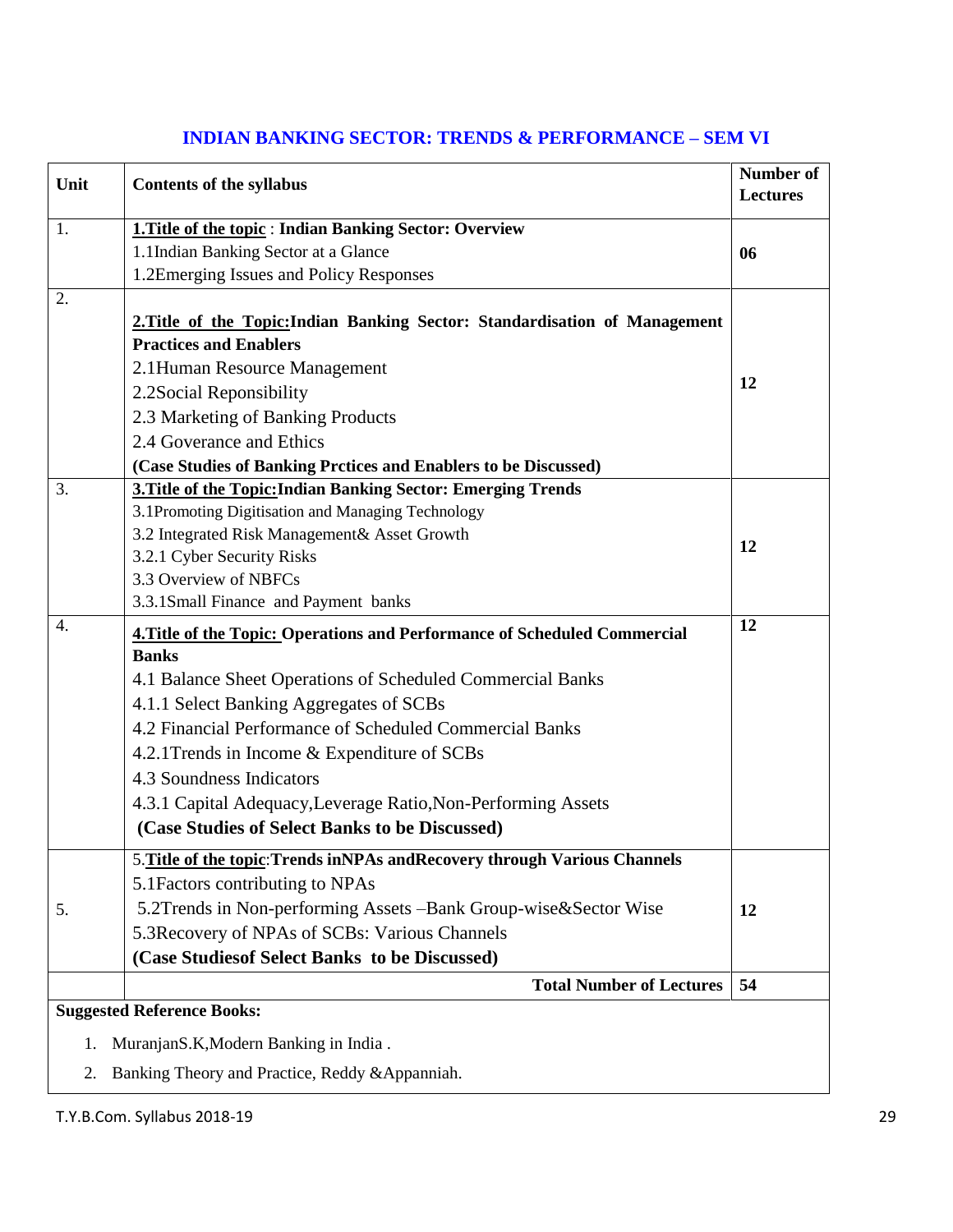## INDIAN BANKING SECTOR: TRENDS & PERFORMANCE – SEM VI

| Unit | Contents of the syllabus | Number of Lectures |
|---|---|---|
| 1. | **<u>1.Title of the topic</u> : Indian Banking Sector: Overview**<br>1.1Indian Banking Sector at a Glance<br>1.2Emerging Issues and Policy Responses | **06** |
| 2. | **<u>2.Title of the Topic:</u>Indian Banking Sector: Standardisation of Management Practices and Enablers**<br>2.1Human Resource Management<br>2.2Social Reponsibility<br>2.3 Marketing of Banking Products<br>2.4 Goverance and Ethics<br>**(Case Studies of Banking Prctices and Enablers to be Discussed)** | **12** |
| 3. | **<u>3.Title of the Topic:</u>Indian Banking Sector: Emerging Trends**<br>3.1Promoting Digitisation and Managing Technology<br>3.2 Integrated Risk Management& Asset Growth<br>3.2.1 Cyber Security Risks<br>3.3 Overview of NBFCs<br>3.3.1Small Finance and Payment banks | **12** |
| 4. | **<u>4.Title of the Topic:</u> Operations and Performance of Scheduled Commercial Banks**<br>4.1 Balance Sheet Operations of Scheduled Commercial Banks<br>4.1.1 Select Banking Aggregates of SCBs<br>4.2 Financial Performance of Scheduled Commercial Banks<br>4.2.1Trends in Income & Expenditure of SCBs<br>4.3 Soundness Indicators<br>4.3.1 Capital Adequacy,Leverage Ratio,Non-Performing Assets<br>**(Case Studies of Select Banks to be Discussed)** | **12** |
| 5. | **5.<u>Title of the topic</u>:Trends inNPAs andRecovery through Various Channels**<br>5.1Factors contributing to NPAs<br>5.2Trends in Non-performing Assets –Bank Group-wise&Sector Wise<br>5.3Recovery of NPAs of SCBs: Various Channels<br>**(Case Studiesof Select Banks to be Discussed)** | **12** |
| | **Total Number of Lectures** | **54** |

**Suggested Reference Books:**

1. MuranjanS.K,Modern Banking in India .
2. Banking Theory and Practice, Reddy &Appanniah.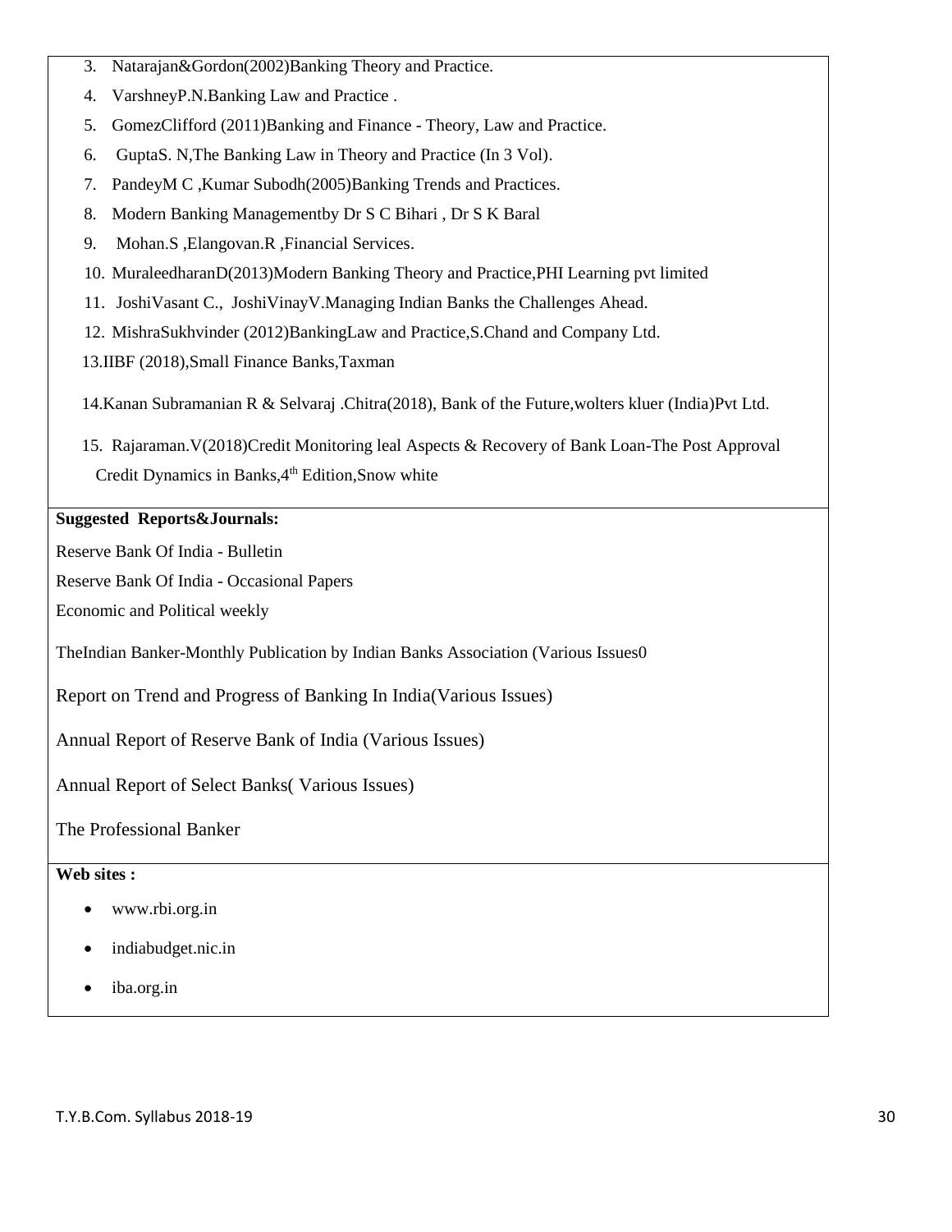3. Natarajan&Gordon(2002)Banking Theory and Practice.
4. VarshneyP.N.Banking Law and Practice .
5. GomezClifford (2011)Banking and Finance - Theory, Law and Practice.
6. GuptaS. N,The Banking Law in Theory and Practice (In 3 Vol).
7. PandeyM C ,Kumar Subodh(2005)Banking Trends and Practices.
8. Modern Banking Managementby Dr S C Bihari , Dr S K Baral
9. Mohan.S ,Elangovan.R ,Financial Services.
10. MuraleedharanD(2013)Modern Banking Theory and Practice,PHI Learning pvt limited
11. JoshiVasant C., JoshiVinayV.Managing Indian Banks the Challenges Ahead.
12. MishraSukhvinder (2012)BankingLaw and Practice,S.Chand and Company Ltd.
13. IIBF (2018),Small Finance Banks,Taxman
14. Kanan Subramanian R & Selvaraj .Chitra(2018), Bank of the Future,wolters kluer (India)Pvt Ltd.
15. Rajaraman.V(2018)Credit Monitoring leal Aspects & Recovery of Bank Loan-The Post Approval Credit Dynamics in Banks,4th Edition,Snow white

**Suggested Reports&Journals:**

Reserve Bank Of India - Bulletin

Reserve Bank Of India - Occasional Papers

Economic and Political weekly

TheIndian Banker-Monthly Publication by Indian Banks Association (Various Issues0

Report on Trend and Progress of Banking In India(Various Issues)

Annual Report of Reserve Bank of India (Various Issues)

Annual Report of Select Banks( Various Issues)

The Professional Banker

**Web sites :**

- www.rbi.org.in
- indiabudget.nic.in
- iba.org.in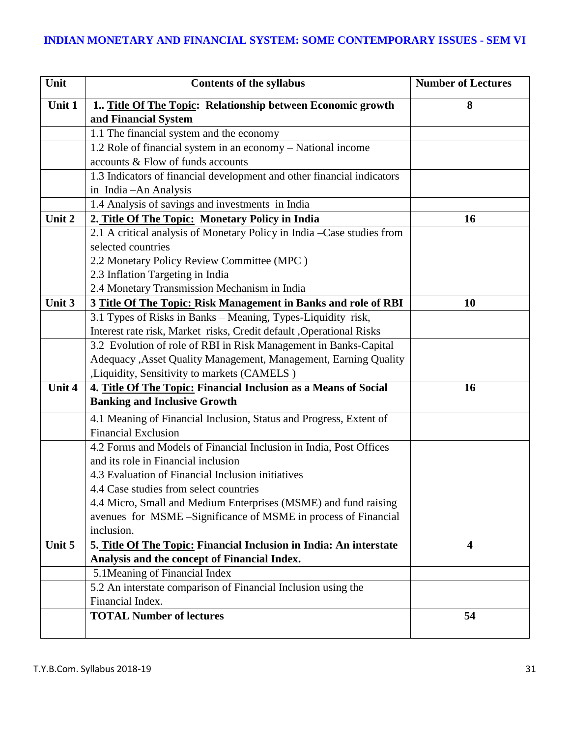## INDIAN MONETARY AND FINANCIAL SYSTEM: SOME CONTEMPORARY ISSUES - SEM VI

| Unit | Contents of the syllabus | Number of Lectures |
|---|---|---|
| Unit 1 | 1.. **Title Of The Topic: Relationship between Economic growth and Financial System** | 8 |
| | 1.1 The financial system and the economy | |
| | 1.2 Role of financial system in an economy – National income accounts & Flow of funds accounts | |
| | 1.3 Indicators of financial development and other financial indicators in India –An Analysis | |
| | 1.4 Analysis of savings and investments in India | |
| Unit 2 | 2. **Title Of The Topic: Monetary Policy in India** | 16 |
| | 2.1 A critical analysis of Monetary Policy in India –Case studies from selected countries<br>2.2 Monetary Policy Review Committee (MPC )<br>2.3 Inflation Targeting in India<br>2.4 Monetary Transmission Mechanism in India | |
| Unit 3 | 3 **Title Of The Topic: Risk Management in Banks and role of RBI** | 10 |
| | 3.1 Types of Risks in Banks – Meaning, Types-Liquidity risk, Interest rate risk, Market risks, Credit default ,Operational Risks | |
| | 3.2 Evolution of role of RBI in Risk Management in Banks-Capital Adequacy ,Asset Quality Management, Management, Earning Quality ,Liquidity, Sensitivity to markets (CAMELS ) | |
| Unit 4 | 4. **Title Of The Topic: Financial Inclusion as a Means of Social Banking and Inclusive Growth** | 16 |
| | 4.1 Meaning of Financial Inclusion, Status and Progress, Extent of Financial Exclusion | |
| | 4.2 Forms and Models of Financial Inclusion in India, Post Offices and its role in Financial inclusion<br>4.3 Evaluation of Financial Inclusion initiatives<br>4.4 Case studies from select countries<br>4.4 Micro, Small and Medium Enterprises (MSME) and fund raising avenues for MSME –Significance of MSME in process of Financial inclusion. | |
| Unit 5 | 5. **Title Of The Topic: Financial Inclusion in India: An interstate Analysis and the concept of Financial Index.** | 4 |
| | 5.1Meaning of Financial Index | |
| | 5.2 An interstate comparison of Financial Inclusion using the Financial Index. | |
| | **TOTAL Number of lectures** | **54** |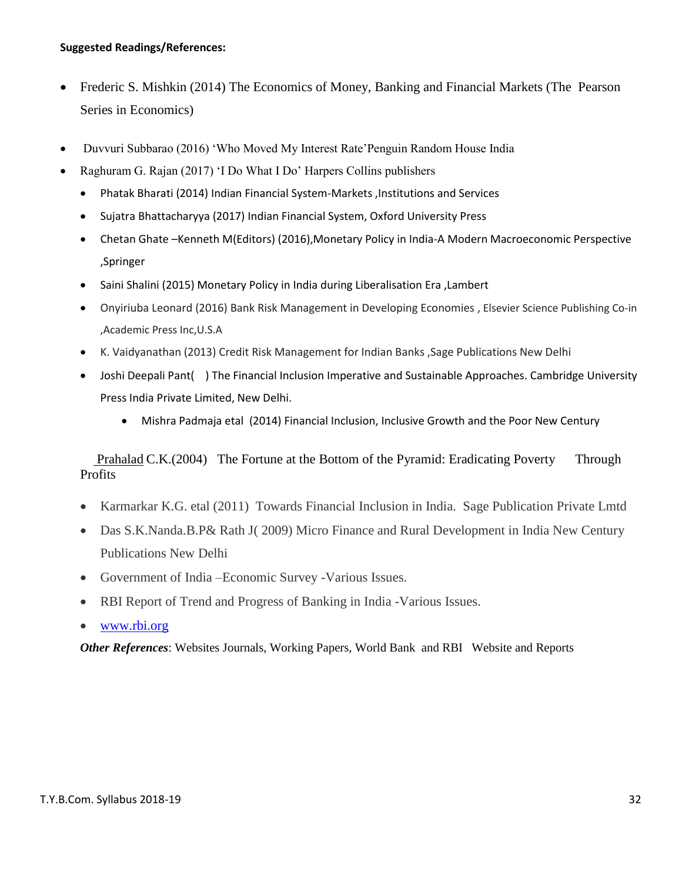**Suggested Readings/References:**

- Frederic S. Mishkin (2014) The Economics of Money, Banking and Financial Markets (The Pearson Series in Economics)
- Duvvuri Subbarao (2016) 'Who Moved My Interest Rate'Penguin Random House India
- Raghuram G. Rajan (2017) 'I Do What I Do' Harpers Collins publishers
  - Phatak Bharati (2014) Indian Financial System-Markets ,Institutions and Services
  - Sujatra Bhattacharyya (2017) Indian Financial System, Oxford University Press
  - Chetan Ghate –Kenneth M(Editors) (2016),Monetary Policy in India-A Modern Macroeconomic Perspective ,Springer
  - Saini Shalini (2015) Monetary Policy in India during Liberalisation Era ,Lambert
  - Onyiriuba Leonard (2016) Bank Risk Management in Developing Economies , Elsevier Science Publishing Co-in ,Academic Press Inc,U.S.A
  - K. Vaidyanathan (2013) Credit Risk Management for Indian Banks ,Sage Publications New Delhi
  - Joshi Deepali Pant( ) The Financial Inclusion Imperative and Sustainable Approaches. Cambridge University Press India Private Limited, New Delhi.
    - Mishra Padmaja etal (2014) Financial Inclusion, Inclusive Growth and the Poor New Century

Prahalad C.K.(2004) The Fortune at the Bottom of the Pyramid: Eradicating Poverty Through Profits

- Karmarkar K.G. etal (2011) Towards Financial Inclusion in India. Sage Publication Private Lmtd
- Das S.K.Nanda.B.P& Rath J( 2009) Micro Finance and Rural Development in India New Century Publications New Delhi
- Government of India –Economic Survey -Various Issues.
- RBI Report of Trend and Progress of Banking in India -Various Issues.
- www.rbi.org

***Other References***: Websites Journals, Working Papers, World Bank and RBI Website and Reports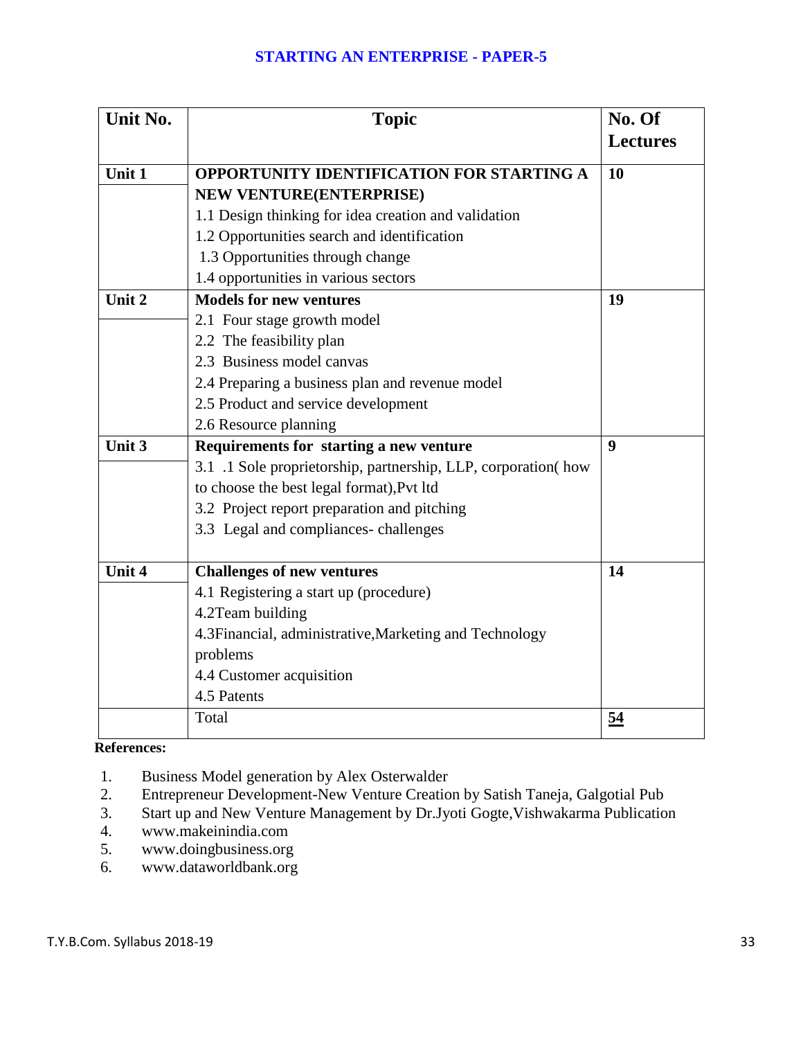## STARTING AN ENTERPRISE - PAPER-5

| Unit No. | Topic | No. Of Lectures |
|---|---|---|
| Unit 1 | **OPPORTUNITY IDENTIFICATION FOR STARTING A NEW VENTURE(ENTERPRISE)**<br>1.1 Design thinking for idea creation and validation<br>1.2 Opportunities search and identification<br>1.3 Opportunities through change<br>1.4 opportunities in various sectors | **10** |
| Unit 2 | **Models for new ventures**<br>2.1 Four stage growth model<br>2.2 The feasibility plan<br>2.3 Business model canvas<br>2.4 Preparing a business plan and revenue model<br>2.5 Product and service development<br>2.6 Resource planning | **19** |
| Unit 3 | **Requirements for starting a new venture**<br>3.1 .1 Sole proprietorship, partnership, LLP, corporation( how to choose the best legal format),Pvt ltd<br>3.2 Project report preparation and pitching<br>3.3 Legal and compliances- challenges | **9** |
| Unit 4 | **Challenges of new ventures**<br>4.1 Registering a start up (procedure)<br>4.2Team building<br>4.3Financial, administrative,Marketing and Technology problems<br>4.4 Customer acquisition<br>4.5 Patents | **14** |
| | Total | **54** |

**References:**

1. Business Model generation by Alex Osterwalder
2. Entrepreneur Development-New Venture Creation by Satish Taneja, Galgotial Pub
3. Start up and New Venture Management by Dr.Jyoti Gogte,Vishwakarma Publication
4. www.makeinindia.com
5. www.doingbusiness.org
6. www.dataworldbank.org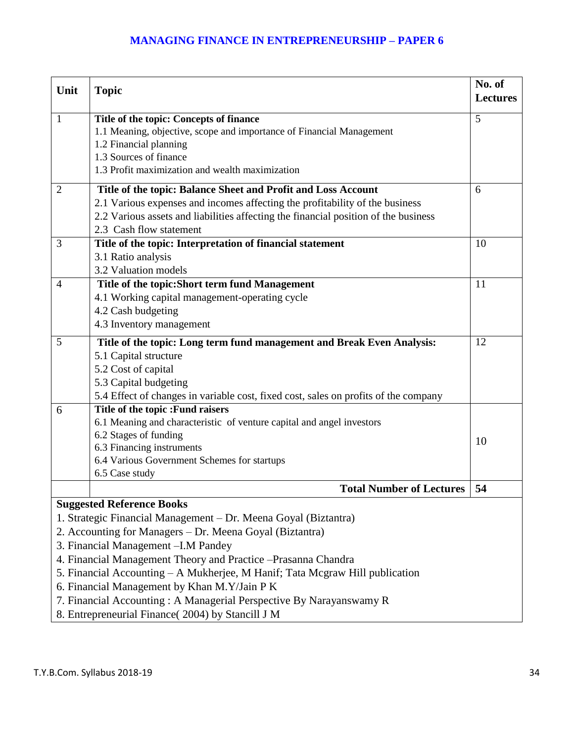## MANAGING FINANCE IN ENTREPRENEURSHIP – PAPER 6

| Unit | Topic | No. of Lectures |
|---|---|---|
| 1 | **Title of the topic: Concepts of finance**<br>1.1 Meaning, objective, scope and importance of Financial Management<br>1.2 Financial planning<br>1.3 Sources of finance<br>1.3 Profit maximization and wealth maximization | 5 |
| 2 | **Title of the topic: Balance Sheet and Profit and Loss Account**<br>2.1 Various expenses and incomes affecting the profitability of the business<br>2.2 Various assets and liabilities affecting the financial position of the business<br>2.3 Cash flow statement | 6 |
| 3 | **Title of the topic: Interpretation of financial statement**<br>3.1 Ratio analysis<br>3.2 Valuation models | 10 |
| 4 | **Title of the topic:Short term fund Management**<br>4.1 Working capital management-operating cycle<br>4.2 Cash budgeting<br>4.3 Inventory management | 11 |
| 5 | **Title of the topic: Long term fund management and Break Even Analysis:**<br>5.1 Capital structure<br>5.2 Cost of capital<br>5.3 Capital budgeting<br>5.4 Effect of changes in variable cost, fixed cost, sales on profits of the company | 12 |
| 6 | **Title of the topic :Fund raisers**<br>6.1 Meaning and characteristic of venture capital and angel investors<br>6.2 Stages of funding<br>6.3 Financing instruments<br>6.4 Various Government Schemes for startups<br>6.5 Case study | 10 |
| | **Total Number of Lectures** | **54** |

**Suggested Reference Books**

1. Strategic Financial Management – Dr. Meena Goyal (Biztantra)
2. Accounting for Managers – Dr. Meena Goyal (Biztantra)
3. Financial Management –I.M Pandey
4. Financial Management Theory and Practice –Prasanna Chandra
5. Financial Accounting – A Mukherjee, M Hanif; Tata Mcgraw Hill publication
6. Financial Management by Khan M.Y/Jain P K
7. Financial Accounting : A Managerial Perspective By Narayanswamy R
8. Entrepreneurial Finance( 2004) by Stancill J M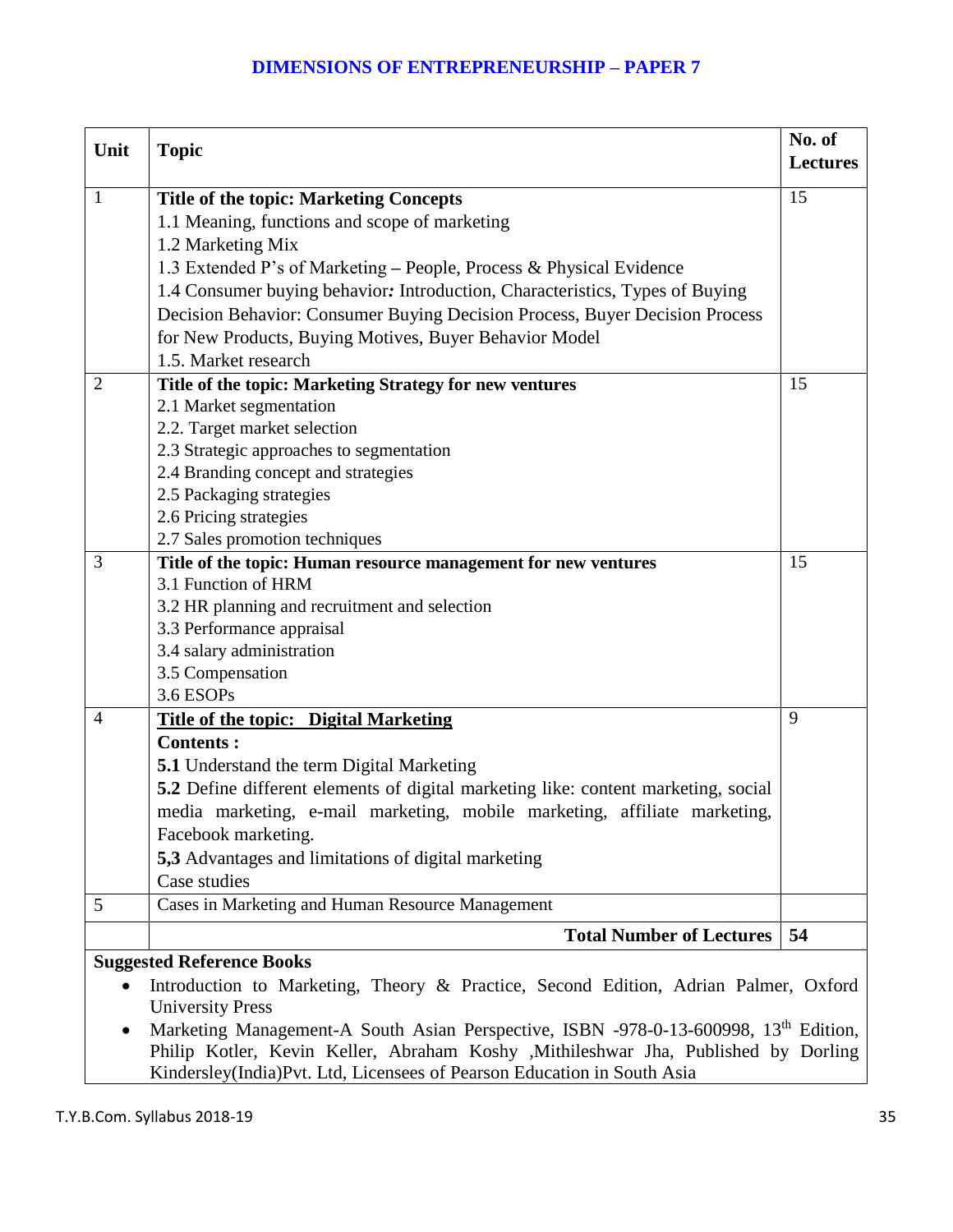## DIMENSIONS OF ENTREPRENEURSHIP – PAPER 7

| Unit | Topic | No. of Lectures |
|---|---|---|
| 1 | **Title of the topic: Marketing Concepts**<br>1.1 Meaning, functions and scope of marketing<br>1.2 Marketing Mix<br>1.3 Extended P's of Marketing – People, Process & Physical Evidence<br>1.4 Consumer buying behavior***:*** Introduction, Characteristics, Types of Buying Decision Behavior: Consumer Buying Decision Process, Buyer Decision Process for New Products, Buying Motives, Buyer Behavior Model<br>1.5. Market research | 15 |
| 2 | **Title of the topic: Marketing Strategy for new ventures**<br>2.1 Market segmentation<br>2.2. Target market selection<br>2.3 Strategic approaches to segmentation<br>2.4 Branding concept and strategies<br>2.5 Packaging strategies<br>2.6 Pricing strategies<br>2.7 Sales promotion techniques | 15 |
| 3 | **Title of the topic: Human resource management for new ventures**<br>3.1 Function of HRM<br>3.2 HR planning and recruitment and selection<br>3.3 Performance appraisal<br>3.4 salary administration<br>3.5 Compensation<br>3.6 ESOPs | 15 |
| 4 | **Title of the topic: Digital Marketing**<br>**Contents :**<br>**5.1** Understand the term Digital Marketing<br>**5.2** Define different elements of digital marketing like: content marketing, social media marketing, e-mail marketing, mobile marketing, affiliate marketing, Facebook marketing.<br>**5,3** Advantages and limitations of digital marketing<br>Case studies | 9 |
| 5 | Cases in Marketing and Human Resource Management | |
| | **Total Number of Lectures** | **54** |

**Suggested Reference Books**

- Introduction to Marketing, Theory & Practice, Second Edition, Adrian Palmer, Oxford University Press
- Marketing Management-A South Asian Perspective, ISBN -978-0-13-600998, 13th Edition, Philip Kotler, Kevin Keller, Abraham Koshy ,Mithileshwar Jha, Published by Dorling Kindersley(India)Pvt. Ltd, Licensees of Pearson Education in South Asia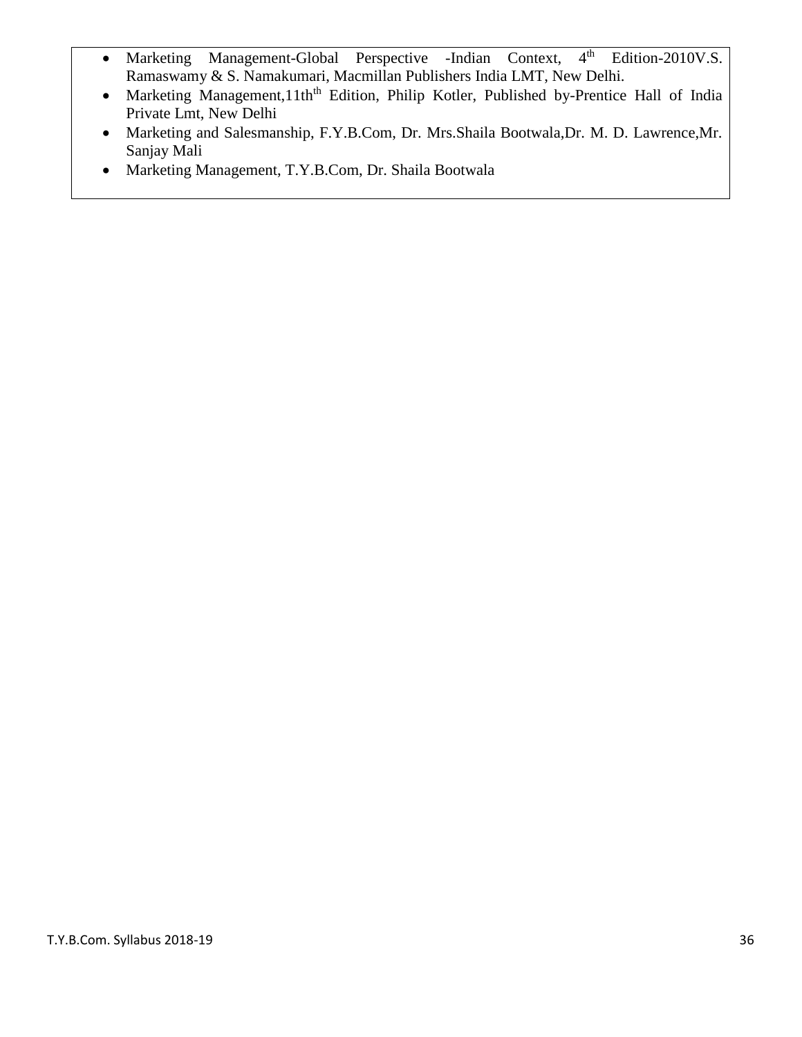- Marketing Management-Global Perspective -Indian Context, 4th Edition-2010V.S. Ramaswamy & S. Namakumari, Macmillan Publishers India LMT, New Delhi.
- Marketing Management,11thth Edition, Philip Kotler, Published by-Prentice Hall of India Private Lmt, New Delhi
- Marketing and Salesmanship, F.Y.B.Com, Dr. Mrs.Shaila Bootwala,Dr. M. D. Lawrence,Mr. Sanjay Mali
- Marketing Management, T.Y.B.Com, Dr. Shaila Bootwala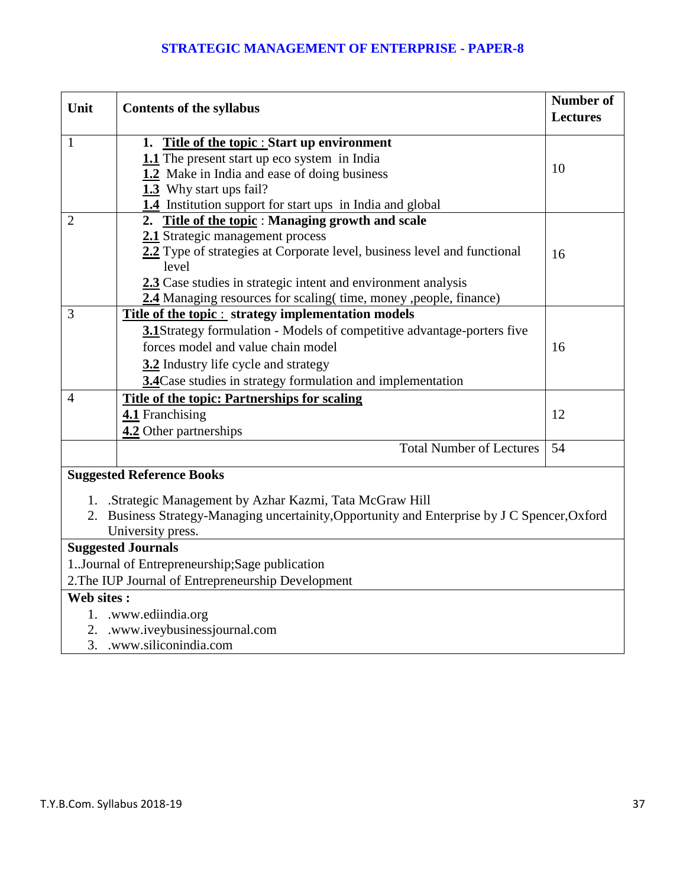# STRATEGIC MANAGEMENT OF ENTERPRISE - PAPER-8

| Unit | Contents of the syllabus | Number of Lectures |
|---|---|---|
| 1 | **1. Title of the topic : Start up environment**<br>**1.1** The present start up eco system in India<br>**1.2** Make in India and ease of doing business<br>**1.3** Why start ups fail?<br>**1.4** Institution support for start ups in India and global | 10 |
| 2 | **2. Title of the topic : Managing growth and scale**<br>**2.1** Strategic management process<br>**2.2** Type of strategies at Corporate level, business level and functional level<br>**2.3** Case studies in strategic intent and environment analysis<br>**2.4** Managing resources for scaling( time, money ,people, finance) | 16 |
| 3 | **Title of the topic : strategy implementation models**<br>**3.1**Strategy formulation - Models of competitive advantage-porters five forces model and value chain model<br>**3.2** Industry life cycle and strategy<br>**3.4**Case studies in strategy formulation and implementation | 16 |
| 4 | **Title of the topic: Partnerships for scaling**<br>**4.1** Franchising<br>**4.2** Other partnerships | 12 |
| | Total Number of Lectures | 54 |

**Suggested Reference Books**

1. .Strategic Management by Azhar Kazmi, Tata McGraw Hill
2. Business Strategy-Managing uncertainity,Opportunity and Enterprise by J C Spencer,Oxford University press.

**Suggested Journals**

1..Journal of Entrepreneurship;Sage publication

2.The IUP Journal of Entrepreneurship Development

**Web sites :**

1. .www.ediindia.org
2. .www.iveybusinessjournal.com
3. .www.siliconindia.com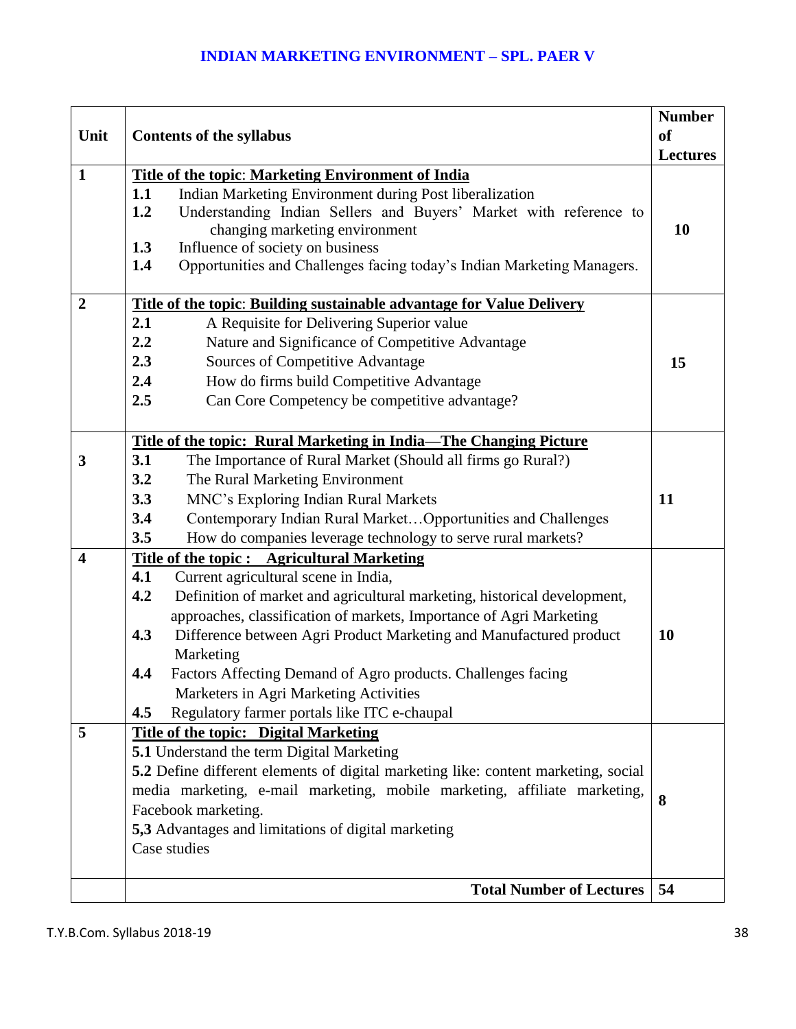# INDIAN MARKETING ENVIRONMENT – SPL. PAER V

| Unit | Contents of the syllabus | Number of Lectures |
|---|---|---|
| 1 | **Title of the topic: Marketing Environment of India**<br>**1.1** Indian Marketing Environment during Post liberalization<br>**1.2** Understanding Indian Sellers and Buyers' Market with reference to changing marketing environment<br>**1.3** Influence of society on business<br>**1.4** Opportunities and Challenges facing today's Indian Marketing Managers. | **10** |
| 2 | **Title of the topic: Building sustainable advantage for Value Delivery**<br>**2.1** A Requisite for Delivering Superior value<br>**2.2** Nature and Significance of Competitive Advantage<br>**2.3** Sources of Competitive Advantage<br>**2.4** How do firms build Competitive Advantage<br>**2.5** Can Core Competency be competitive advantage? | **15** |
| 3 | **Title of the topic: Rural Marketing in India—The Changing Picture**<br>**3.1** The Importance of Rural Market (Should all firms go Rural?)<br>**3.2** The Rural Marketing Environment<br>**3.3** MNC's Exploring Indian Rural Markets<br>**3.4** Contemporary Indian Rural Market…Opportunities and Challenges<br>**3.5** How do companies leverage technology to serve rural markets? | **11** |
| 4 | **Title of the topic : Agricultural Marketing**<br>**4.1** Current agricultural scene in India,<br>**4.2** Definition of market and agricultural marketing, historical development, approaches, classification of markets, Importance of Agri Marketing<br>**4.3** Difference between Agri Product Marketing and Manufactured product Marketing<br>**4.4** Factors Affecting Demand of Agro products. Challenges facing Marketers in Agri Marketing Activities<br>**4.5** Regulatory farmer portals like ITC e-chaupal | **10** |
| 5 | **Title of the topic: Digital Marketing**<br>**5.1** Understand the term Digital Marketing<br>**5.2** Define different elements of digital marketing like: content marketing, social media marketing, e-mail marketing, mobile marketing, affiliate marketing, Facebook marketing.<br>**5,3** Advantages and limitations of digital marketing<br>Case studies | **8** |
| | **Total Number of Lectures** | **54** |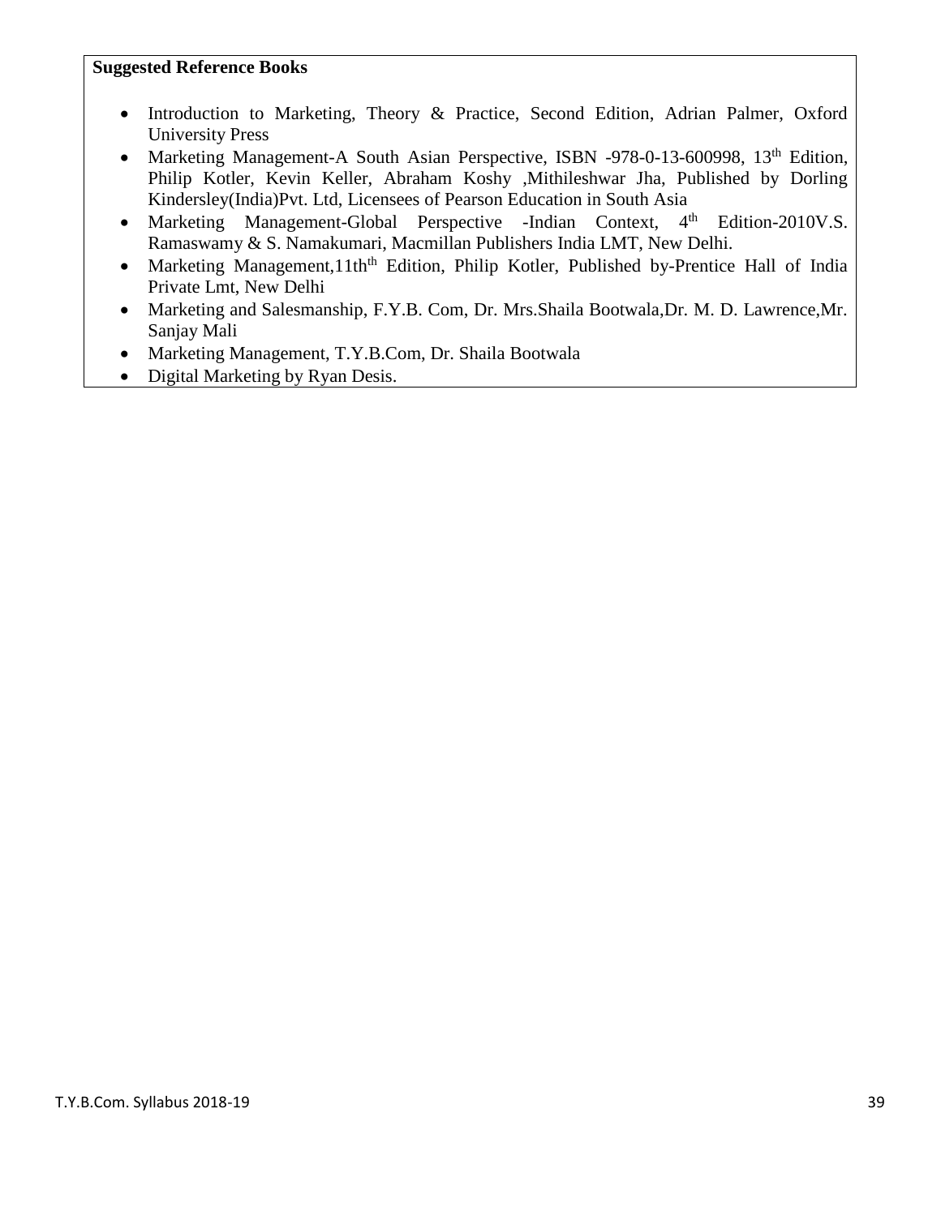**Suggested Reference Books**

- Introduction to Marketing, Theory & Practice, Second Edition, Adrian Palmer, Oxford University Press
- Marketing Management-A South Asian Perspective, ISBN -978-0-13-600998, 13th Edition, Philip Kotler, Kevin Keller, Abraham Koshy ,Mithileshwar Jha, Published by Dorling Kindersley(India)Pvt. Ltd, Licensees of Pearson Education in South Asia
- Marketing Management-Global Perspective -Indian Context, 4th Edition-2010V.S. Ramaswamy & S. Namakumari, Macmillan Publishers India LMT, New Delhi.
- Marketing Management,11thth Edition, Philip Kotler, Published by-Prentice Hall of India Private Lmt, New Delhi
- Marketing and Salesmanship, F.Y.B. Com, Dr. Mrs.Shaila Bootwala,Dr. M. D. Lawrence,Mr. Sanjay Mali
- Marketing Management, T.Y.B.Com, Dr. Shaila Bootwala
- Digital Marketing by Ryan Desis.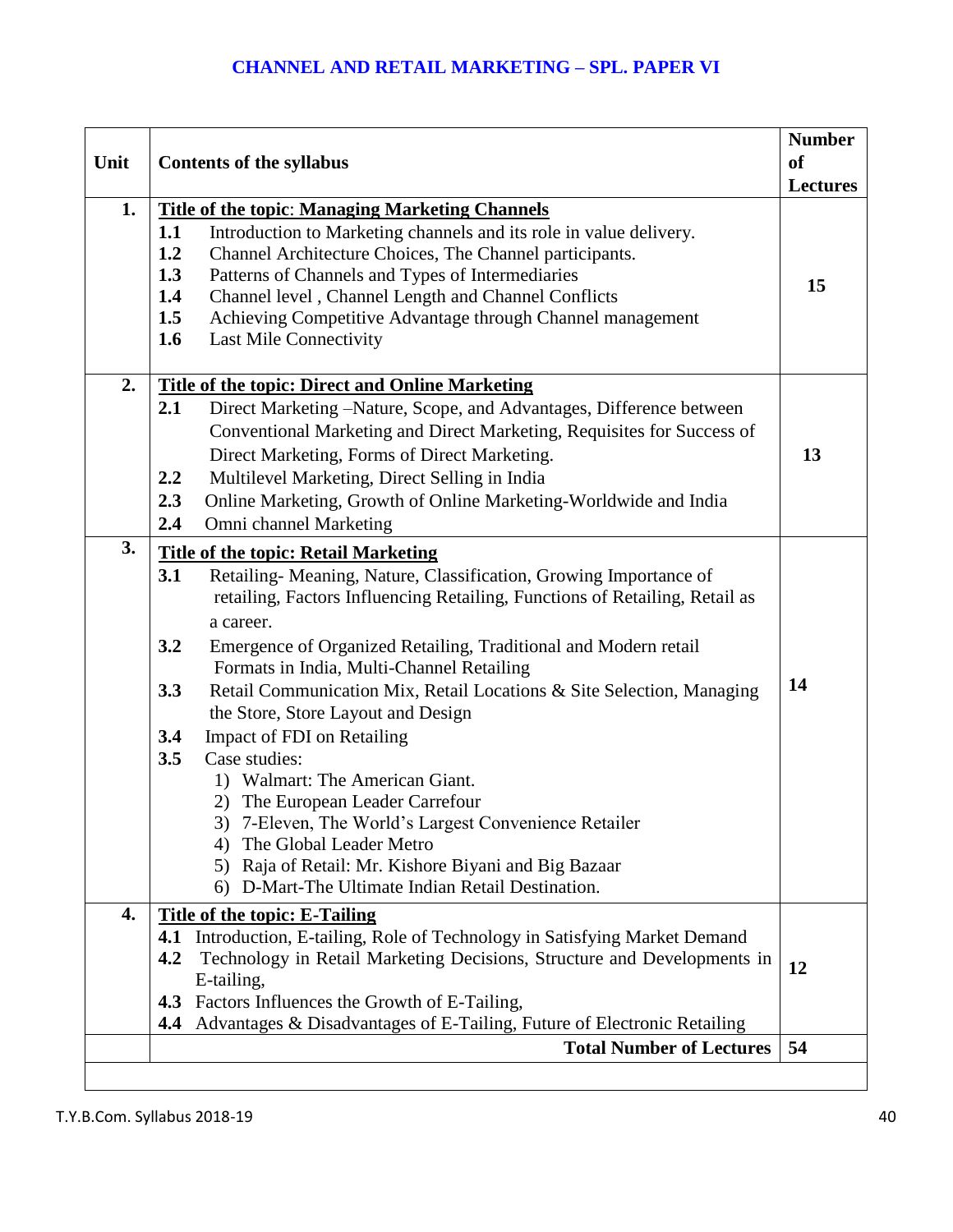# CHANNEL AND RETAIL MARKETING – SPL. PAPER VI

| Unit | Contents of the syllabus | Number of Lectures |
|---|---|---|
| 1. | **Title of the topic: Managing Marketing Channels**<br>**1.1** Introduction to Marketing channels and its role in value delivery.<br>**1.2** Channel Architecture Choices, The Channel participants.<br>**1.3** Patterns of Channels and Types of Intermediaries<br>**1.4** Channel level , Channel Length and Channel Conflicts<br>**1.5** Achieving Competitive Advantage through Channel management<br>**1.6** Last Mile Connectivity | 15 |
| 2. | **Title of the topic: Direct and Online Marketing**<br>**2.1** Direct Marketing –Nature, Scope, and Advantages, Difference between Conventional Marketing and Direct Marketing, Requisites for Success of Direct Marketing, Forms of Direct Marketing.<br>**2.2** Multilevel Marketing, Direct Selling in India<br>**2.3** Online Marketing, Growth of Online Marketing-Worldwide and India<br>**2.4** Omni channel Marketing | 13 |
| 3. | **Title of the topic: Retail Marketing**<br>**3.1** Retailing- Meaning, Nature, Classification, Growing Importance of retailing, Factors Influencing Retailing, Functions of Retailing, Retail as a career.<br>**3.2** Emergence of Organized Retailing, Traditional and Modern retail Formats in India, Multi-Channel Retailing<br>**3.3** Retail Communication Mix, Retail Locations & Site Selection, Managing the Store, Store Layout and Design<br>**3.4** Impact of FDI on Retailing<br>**3.5** Case studies:<br>1) Walmart: The American Giant.<br>2) The European Leader Carrefour<br>3) 7-Eleven, The World's Largest Convenience Retailer<br>4) The Global Leader Metro<br>5) Raja of Retail: Mr. Kishore Biyani and Big Bazaar<br>6) D-Mart-The Ultimate Indian Retail Destination. | 14 |
| 4. | **Title of the topic: E-Tailing**<br>**4.1** Introduction, E-tailing, Role of Technology in Satisfying Market Demand<br>**4.2** Technology in Retail Marketing Decisions, Structure and Developments in E-tailing,<br>**4.3** Factors Influences the Growth of E-Tailing,<br>**4.4** Advantages & Disadvantages of E-Tailing, Future of Electronic Retailing | 12 |
| | **Total Number of Lectures** | **54** |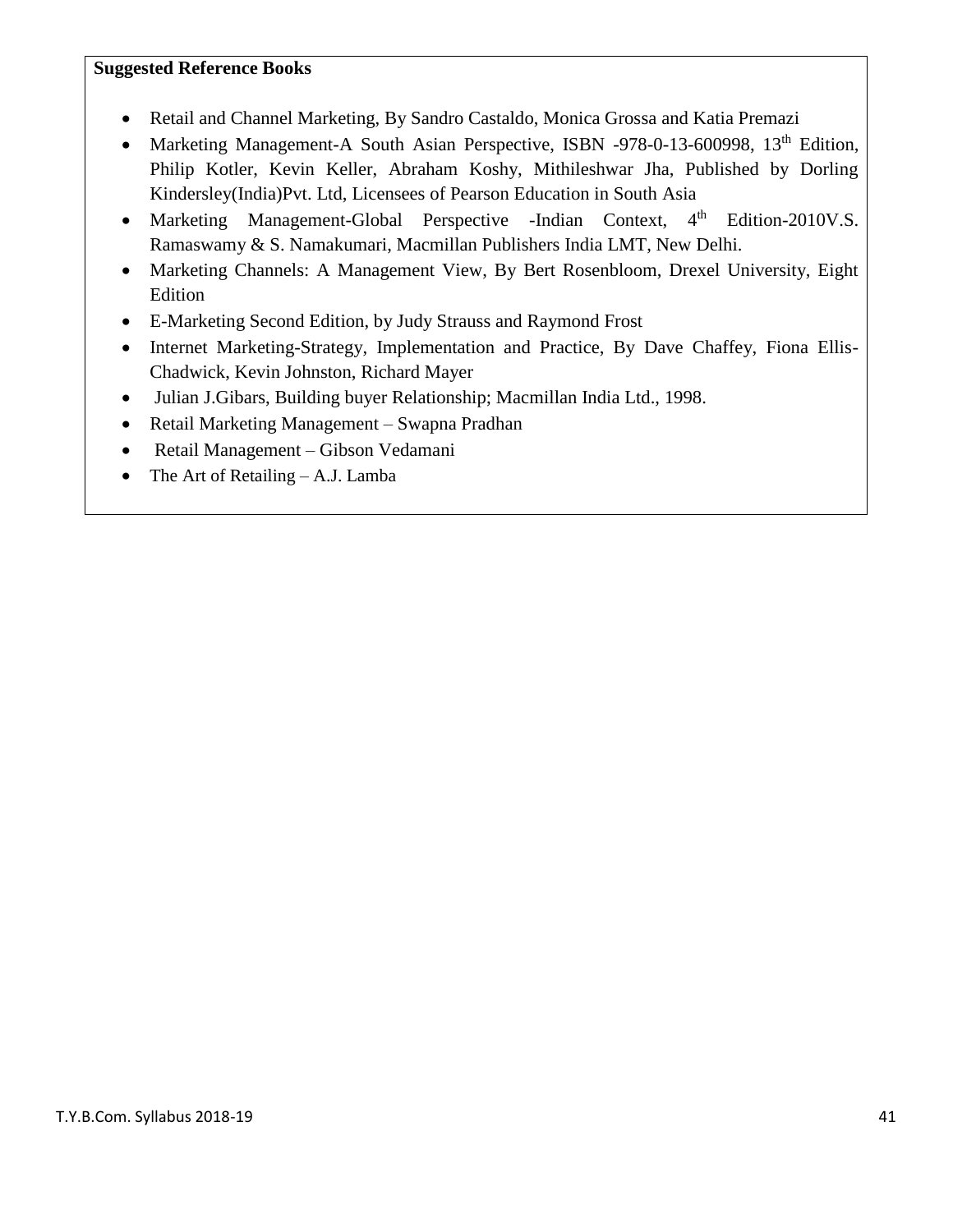**Suggested Reference Books**

- Retail and Channel Marketing, By Sandro Castaldo, Monica Grossa and Katia Premazi
- Marketing Management-A South Asian Perspective, ISBN -978-0-13-600998, 13th Edition, Philip Kotler, Kevin Keller, Abraham Koshy, Mithileshwar Jha, Published by Dorling Kindersley(India)Pvt. Ltd, Licensees of Pearson Education in South Asia
- Marketing Management-Global Perspective -Indian Context, 4th Edition-2010V.S. Ramaswamy & S. Namakumari, Macmillan Publishers India LMT, New Delhi.
- Marketing Channels: A Management View, By Bert Rosenbloom, Drexel University, Eight Edition
- E-Marketing Second Edition, by Judy Strauss and Raymond Frost
- Internet Marketing-Strategy, Implementation and Practice, By Dave Chaffey, Fiona Ellis-Chadwick, Kevin Johnston, Richard Mayer
- Julian J.Gibars, Building buyer Relationship; Macmillan India Ltd., 1998.
- Retail Marketing Management – Swapna Pradhan
- Retail Management – Gibson Vedamani
- The Art of Retailing – A.J. Lamba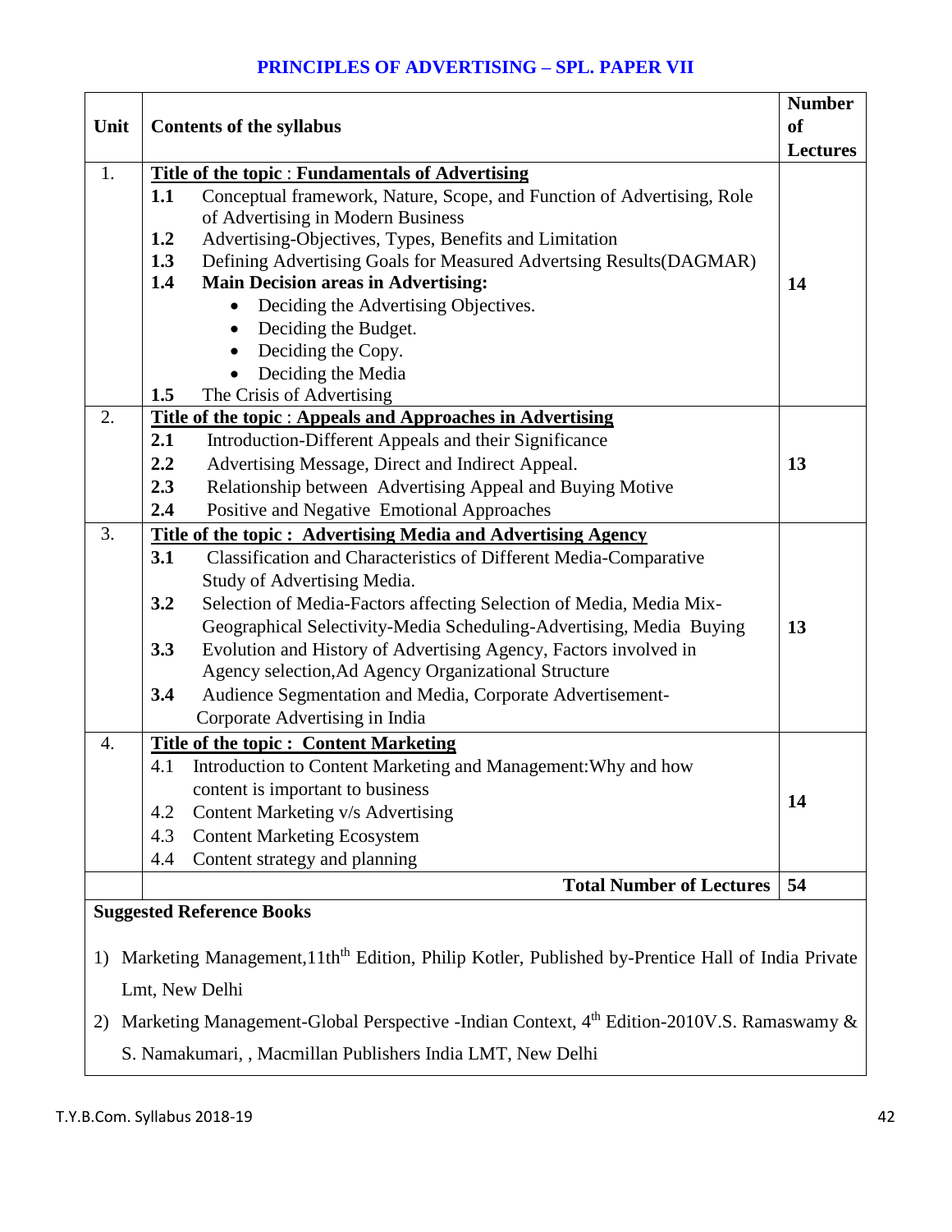## PRINCIPLES OF ADVERTISING – SPL. PAPER VII

| Unit | Contents of the syllabus | Number of Lectures |
|---|---|---|
| 1. | **Title of the topic : Fundamentals of Advertising**<br>**1.1** Conceptual framework, Nature, Scope, and Function of Advertising, Role of Advertising in Modern Business<br>**1.2** Advertising-Objectives, Types, Benefits and Limitation<br>**1.3** Defining Advertising Goals for Measured Advertsing Results(DAGMAR)<br>**1.4** **Main Decision areas in Advertising:**<br>• Deciding the Advertising Objectives.<br>• Deciding the Budget.<br>• Deciding the Copy.<br>• Deciding the Media<br>**1.5** The Crisis of Advertising | **14** |
| 2. | **Title of the topic : Appeals and Approaches in Advertising**<br>**2.1** Introduction-Different Appeals and their Significance<br>**2.2** Advertising Message, Direct and Indirect Appeal.<br>**2.3** Relationship between Advertising Appeal and Buying Motive<br>**2.4** Positive and Negative Emotional Approaches | **13** |
| 3. | **Title of the topic : Advertising Media and Advertising Agency**<br>**3.1** Classification and Characteristics of Different Media-Comparative Study of Advertising Media.<br>**3.2** Selection of Media-Factors affecting Selection of Media, Media Mix-Geographical Selectivity-Media Scheduling-Advertising, Media Buying<br>**3.3** Evolution and History of Advertising Agency, Factors involved in Agency selection,Ad Agency Organizational Structure<br>**3.4** Audience Segmentation and Media, Corporate Advertisement-Corporate Advertising in India | **13** |
| 4. | **Title of the topic : Content Marketing**<br>4.1 Introduction to Content Marketing and Management:Why and how content is important to business<br>4.2 Content Marketing v/s Advertising<br>4.3 Content Marketing Ecosystem<br>4.4 Content strategy and planning | **14** |
| | **Total Number of Lectures** | **54** |

**Suggested Reference Books**

1) Marketing Management,11th[th] Edition, Philip Kotler, Published by-Prentice Hall of India Private Lmt, New Delhi
2) Marketing Management-Global Perspective -Indian Context, 4[th] Edition-2010V.S. Ramaswamy & S. Namakumari, , Macmillan Publishers India LMT, New Delhi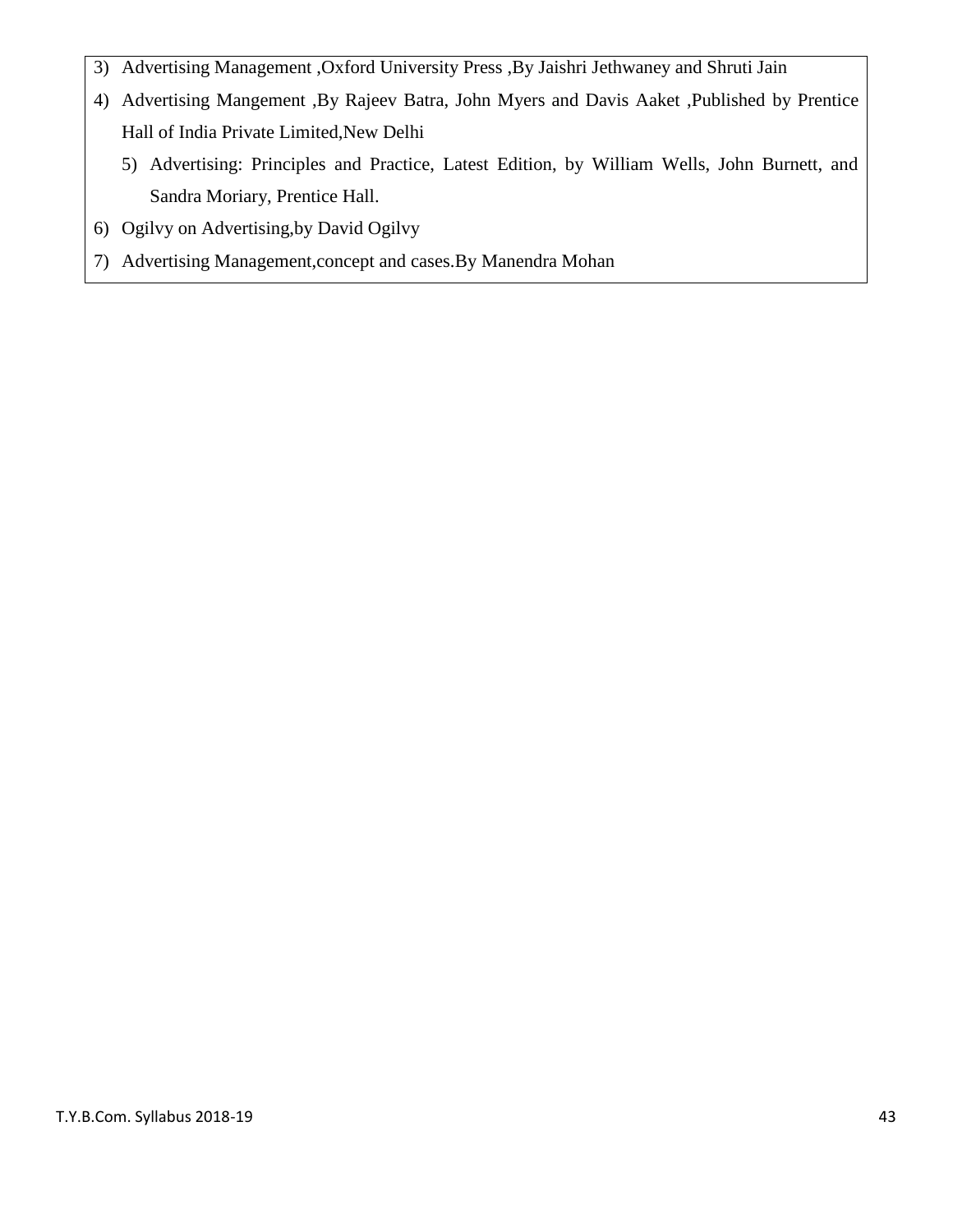3) Advertising Management ,Oxford University Press ,By Jaishri Jethwaney and Shruti Jain
4) Advertising Mangement ,By Rajeev Batra, John Myers and Davis Aaket ,Published by Prentice Hall of India Private Limited,New Delhi
5) Advertising: Principles and Practice, Latest Edition, by William Wells, John Burnett, and Sandra Moriary, Prentice Hall.
6) Ogilvy on Advertising,by David Ogilvy
7) Advertising Management,concept and cases.By Manendra Mohan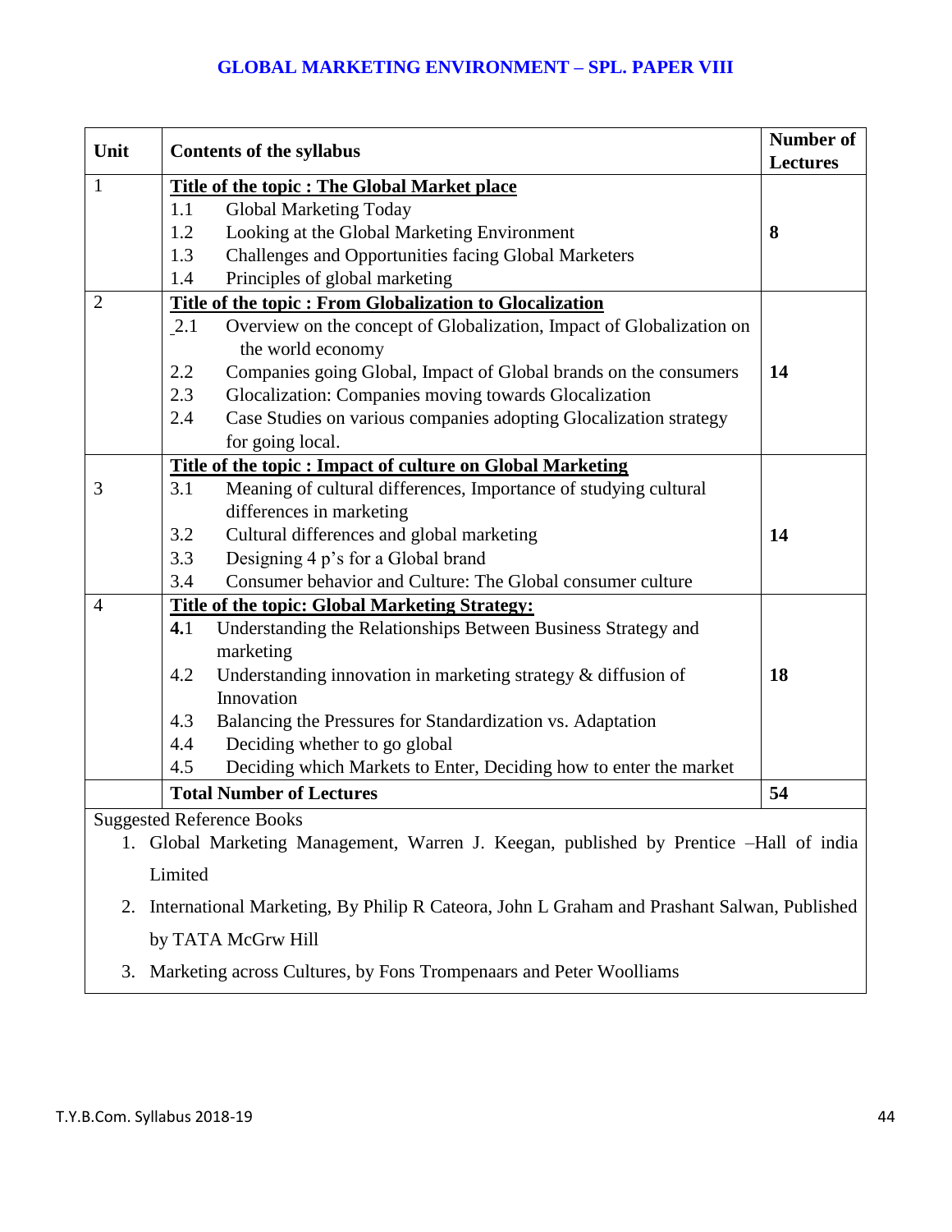# GLOBAL MARKETING ENVIRONMENT – SPL. PAPER VIII

| Unit | Contents of the syllabus | Number of Lectures |
|---|---|---|
| 1 | **Title of the topic : The Global Market place**<br>1.1 Global Marketing Today<br>1.2 Looking at the Global Marketing Environment<br>1.3 Challenges and Opportunities facing Global Marketers<br>1.4 Principles of global marketing | **8** |
| 2 | **Title of the topic : From Globalization to Glocalization**<br>2.1 Overview on the concept of Globalization, Impact of Globalization on the world economy<br>2.2 Companies going Global, Impact of Global brands on the consumers<br>2.3 Glocalization: Companies moving towards Glocalization<br>2.4 Case Studies on various companies adopting Glocalization strategy for going local. | **14** |
| 3 | **Title of the topic : Impact of culture on Global Marketing**<br>3.1 Meaning of cultural differences, Importance of studying cultural differences in marketing<br>3.2 Cultural differences and global marketing<br>3.3 Designing 4 p's for a Global brand<br>3.4 Consumer behavior and Culture: The Global consumer culture | **14** |
| 4 | **Title of the topic: Global Marketing Strategy:**<br>**4.1** Understanding the Relationships Between Business Strategy and marketing<br>4.2 Understanding innovation in marketing strategy & diffusion of Innovation<br>4.3 Balancing the Pressures for Standardization vs. Adaptation<br>4.4 Deciding whether to go global<br>4.5 Deciding which Markets to Enter, Deciding how to enter the market | **18** |
| | **Total Number of Lectures** | **54** |

Suggested Reference Books

1. Global Marketing Management, Warren J. Keegan, published by Prentice –Hall of india Limited
2. International Marketing, By Philip R Cateora, John L Graham and Prashant Salwan, Published by TATA McGrw Hill
3. Marketing across Cultures, by Fons Trompenaars and Peter Woolliams